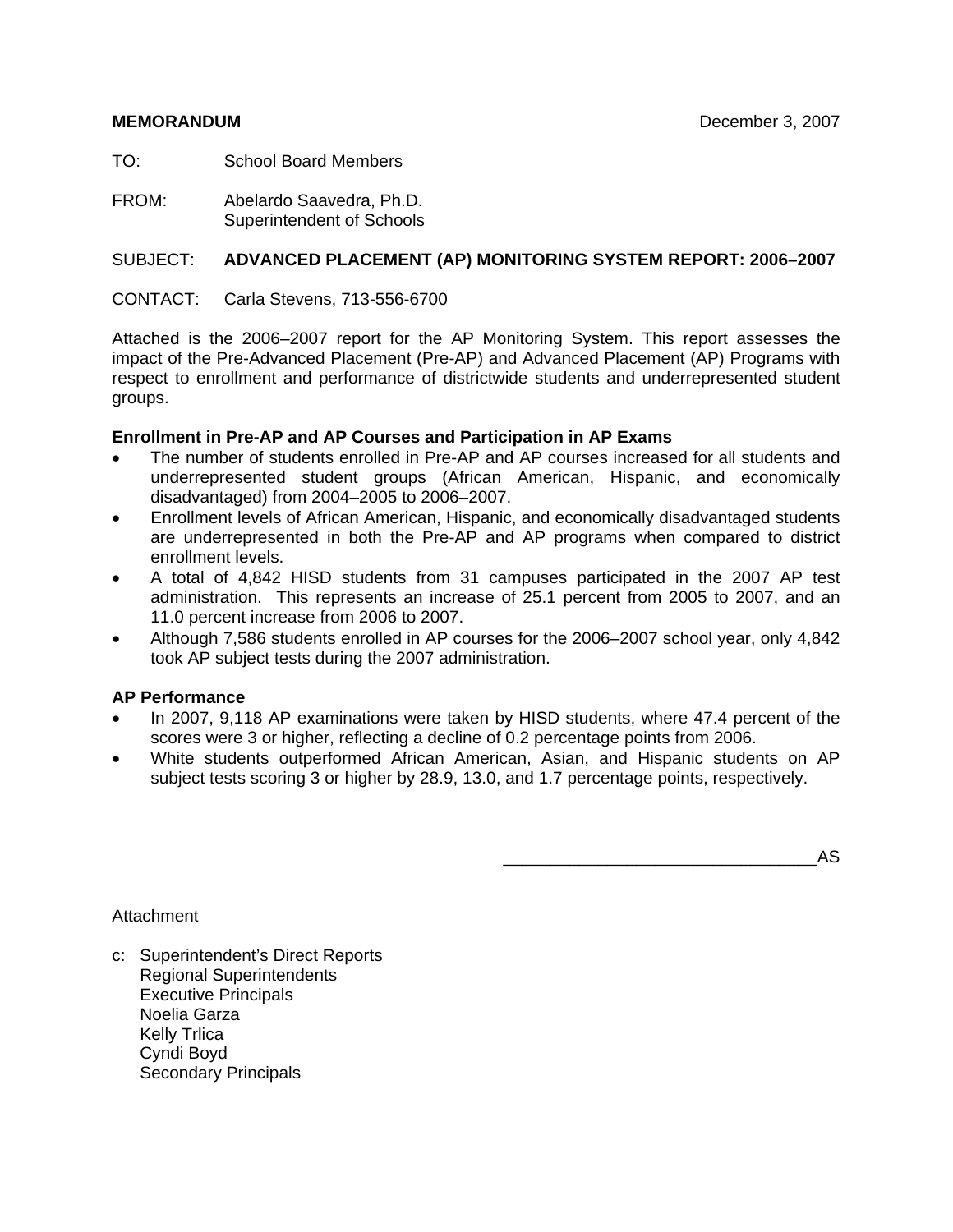**MEMORANDUM** December 3, 2007

TO: School Board Members

FROM: Abelardo Saavedra, Ph.D.
Superintendent of Schools

SUBJECT: **ADVANCED PLACEMENT (AP) MONITORING SYSTEM REPORT: 2006–2007**

CONTACT: Carla Stevens, 713-556-6700

Attached is the 2006–2007 report for the AP Monitoring System. This report assesses the impact of the Pre-Advanced Placement (Pre-AP) and Advanced Placement (AP) Programs with respect to enrollment and performance of districtwide students and underrepresented student groups.

**Enrollment in Pre-AP and AP Courses and Participation in AP Exams**

- The number of students enrolled in Pre-AP and AP courses increased for all students and underrepresented student groups (African American, Hispanic, and economically disadvantaged) from 2004–2005 to 2006–2007.
- Enrollment levels of African American, Hispanic, and economically disadvantaged students are underrepresented in both the Pre-AP and AP programs when compared to district enrollment levels.
- A total of 4,842 HISD students from 31 campuses participated in the 2007 AP test administration. This represents an increase of 25.1 percent from 2005 to 2007, and an 11.0 percent increase from 2006 to 2007.
- Although 7,586 students enrolled in AP courses for the 2006–2007 school year, only 4,842 took AP subject tests during the 2007 administration.

**AP Performance**

- In 2007, 9,118 AP examinations were taken by HISD students, where 47.4 percent of the scores were 3 or higher, reflecting a decline of 0.2 percentage points from 2006.
- White students outperformed African American, Asian, and Hispanic students on AP subject tests scoring 3 or higher by 28.9, 13.0, and 1.7 percentage points, respectively.

_______________________________AS

Attachment

c: Superintendent's Direct Reports
Regional Superintendents
Executive Principals
Noelia Garza
Kelly Trlica
Cyndi Boyd
Secondary Principals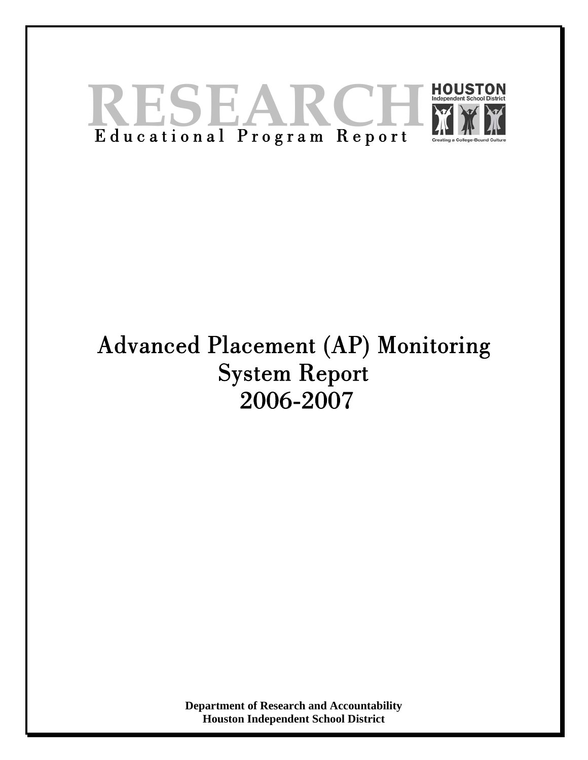# RESEARCH

Educational Program Report

HOUSTON
Independent School District
Creating a College-Bound Culture

# Advanced Placement (AP) Monitoring System Report 2006-2007

**Department of Research and Accountability**
**Houston Independent School District**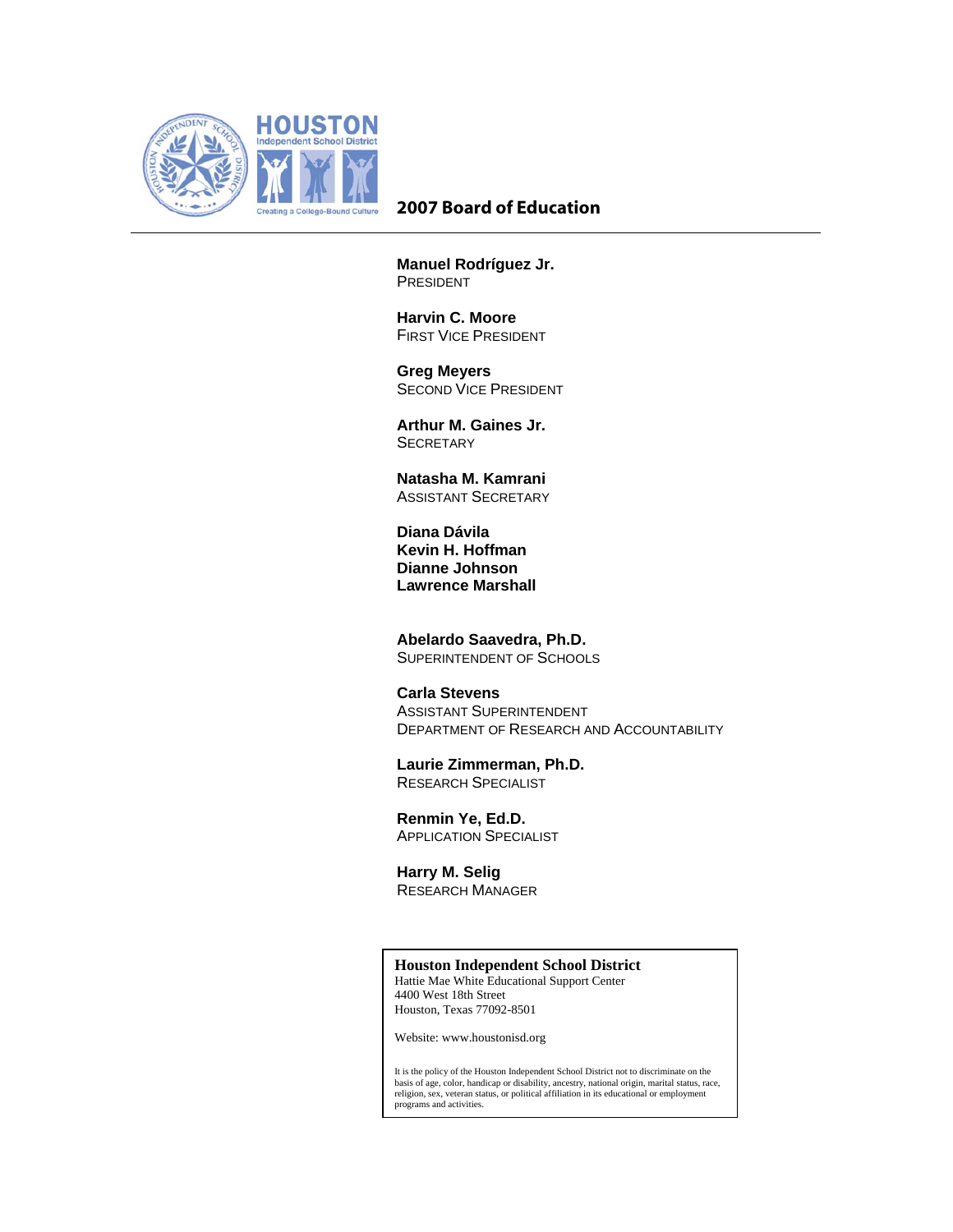HOUSTON Independent School District

Creating a College-Bound Culture

# 2007 Board of Education

**Manuel Rodríguez Jr.**
PRESIDENT

**Harvin C. Moore**
FIRST VICE PRESIDENT

**Greg Meyers**
SECOND VICE PRESIDENT

**Arthur M. Gaines Jr.**
SECRETARY

**Natasha M. Kamrani**
ASSISTANT SECRETARY

**Diana Dávila**
**Kevin H. Hoffman**
**Dianne Johnson**
**Lawrence Marshall**

**Abelardo Saavedra, Ph.D.**
SUPERINTENDENT OF SCHOOLS

**Carla Stevens**
ASSISTANT SUPERINTENDENT
DEPARTMENT OF RESEARCH AND ACCOUNTABILITY

**Laurie Zimmerman, Ph.D.**
RESEARCH SPECIALIST

**Renmin Ye, Ed.D.**
APPLICATION SPECIALIST

**Harry M. Selig**
RESEARCH MANAGER

**Houston Independent School District**
Hattie Mae White Educational Support Center
4400 West 18th Street
Houston, Texas 77092-8501

Website: www.houstonisd.org

It is the policy of the Houston Independent School District not to discriminate on the basis of age, color, handicap or disability, ancestry, national origin, marital status, race, religion, sex, veteran status, or political affiliation in its educational or employment programs and activities.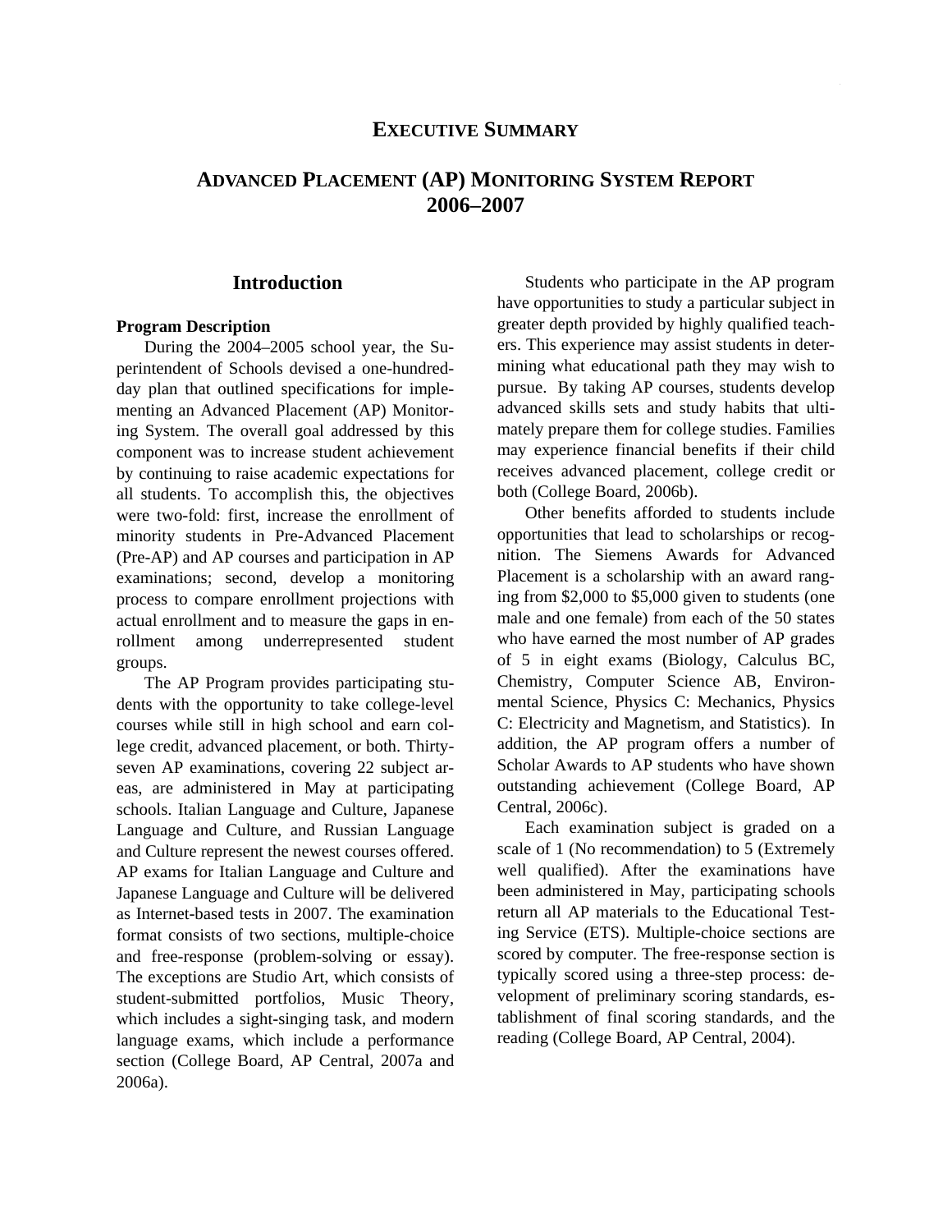# EXECUTIVE SUMMARY

# ADVANCED PLACEMENT (AP) MONITORING SYSTEM REPORT 2006–2007

## Introduction

### Program Description

During the 2004–2005 school year, the Superintendent of Schools devised a one-hundred-day plan that outlined specifications for implementing an Advanced Placement (AP) Monitoring System. The overall goal addressed by this component was to increase student achievement by continuing to raise academic expectations for all students. To accomplish this, the objectives were two-fold: first, increase the enrollment of minority students in Pre-Advanced Placement (Pre-AP) and AP courses and participation in AP examinations; second, develop a monitoring process to compare enrollment projections with actual enrollment and to measure the gaps in enrollment among underrepresented student groups.

The AP Program provides participating students with the opportunity to take college-level courses while still in high school and earn college credit, advanced placement, or both. Thirty-seven AP examinations, covering 22 subject areas, are administered in May at participating schools. Italian Language and Culture, Japanese Language and Culture, and Russian Language and Culture represent the newest courses offered. AP exams for Italian Language and Culture and Japanese Language and Culture will be delivered as Internet-based tests in 2007. The examination format consists of two sections, multiple-choice and free-response (problem-solving or essay). The exceptions are Studio Art, which consists of student-submitted portfolios, Music Theory, which includes a sight-singing task, and modern language exams, which include a performance section (College Board, AP Central, 2007a and 2006a).

Students who participate in the AP program have opportunities to study a particular subject in greater depth provided by highly qualified teachers. This experience may assist students in determining what educational path they may wish to pursue. By taking AP courses, students develop advanced skills sets and study habits that ultimately prepare them for college studies. Families may experience financial benefits if their child receives advanced placement, college credit or both (College Board, 2006b).

Other benefits afforded to students include opportunities that lead to scholarships or recognition. The Siemens Awards for Advanced Placement is a scholarship with an award ranging from $2,000 to $5,000 given to students (one male and one female) from each of the 50 states who have earned the most number of AP grades of 5 in eight exams (Biology, Calculus BC, Chemistry, Computer Science AB, Environmental Science, Physics C: Mechanics, Physics C: Electricity and Magnetism, and Statistics). In addition, the AP program offers a number of Scholar Awards to AP students who have shown outstanding achievement (College Board, AP Central, 2006c).

Each examination subject is graded on a scale of 1 (No recommendation) to 5 (Extremely well qualified). After the examinations have been administered in May, participating schools return all AP materials to the Educational Testing Service (ETS). Multiple-choice sections are scored by computer. The free-response section is typically scored using a three-step process: development of preliminary scoring standards, establishment of final scoring standards, and the reading (College Board, AP Central, 2004).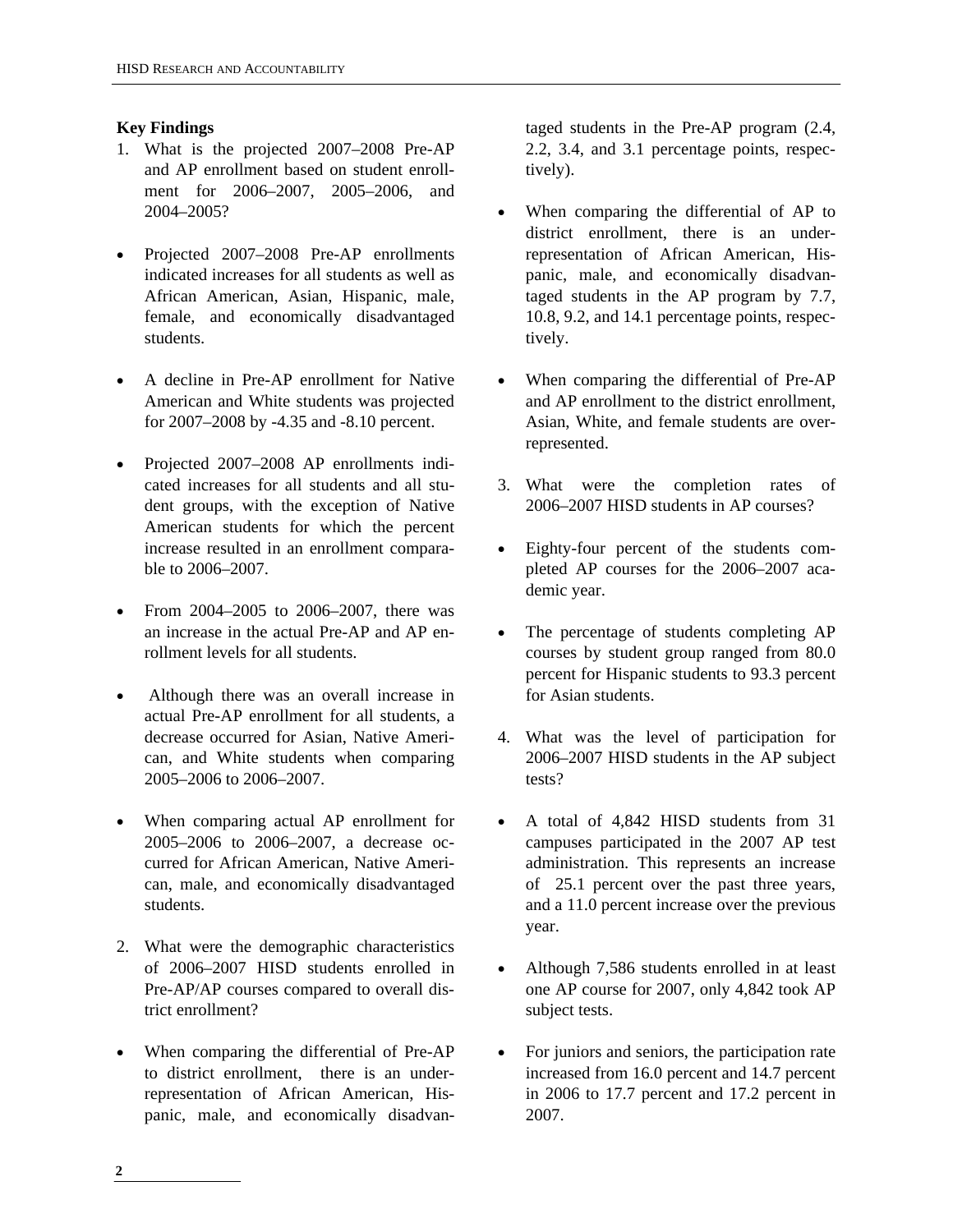**Key Findings**

1. What is the projected 2007–2008 Pre-AP and AP enrollment based on student enrollment for 2006–2007, 2005–2006, and 2004–2005?

- Projected 2007–2008 Pre-AP enrollments indicated increases for all students as well as African American, Asian, Hispanic, male, female, and economically disadvantaged students.

- A decline in Pre-AP enrollment for Native American and White students was projected for 2007–2008 by -4.35 and -8.10 percent.

- Projected 2007–2008 AP enrollments indicated increases for all students and all student groups, with the exception of Native American students for which the percent increase resulted in an enrollment comparable to 2006–2007.

- From 2004–2005 to 2006–2007, there was an increase in the actual Pre-AP and AP enrollment levels for all students.

- Although there was an overall increase in actual Pre-AP enrollment for all students, a decrease occurred for Asian, Native American, and White students when comparing 2005–2006 to 2006–2007.

- When comparing actual AP enrollment for 2005–2006 to 2006–2007, a decrease occurred for African American, Native American, male, and economically disadvantaged students.

2. What were the demographic characteristics of 2006–2007 HISD students enrolled in Pre-AP/AP courses compared to overall district enrollment?

- When comparing the differential of Pre-AP to district enrollment, there is an underrepresentation of African American, Hispanic, male, and economically disadvantaged students in the Pre-AP program (2.4, 2.2, 3.4, and 3.1 percentage points, respectively).

- When comparing the differential of AP to district enrollment, there is an underrepresentation of African American, Hispanic, male, and economically disadvantaged students in the AP program by 7.7, 10.8, 9.2, and 14.1 percentage points, respectively.

- When comparing the differential of Pre-AP and AP enrollment to the district enrollment, Asian, White, and female students are overrepresented.

3. What were the completion rates of 2006–2007 HISD students in AP courses?

- Eighty-four percent of the students completed AP courses for the 2006–2007 academic year.

- The percentage of students completing AP courses by student group ranged from 80.0 percent for Hispanic students to 93.3 percent for Asian students.

4. What was the level of participation for 2006–2007 HISD students in the AP subject tests?

- A total of 4,842 HISD students from 31 campuses participated in the 2007 AP test administration. This represents an increase of 25.1 percent over the past three years, and a 11.0 percent increase over the previous year.

- Although 7,586 students enrolled in at least one AP course for 2007, only 4,842 took AP subject tests.

- For juniors and seniors, the participation rate increased from 16.0 percent and 14.7 percent in 2006 to 17.7 percent and 17.2 percent in 2007.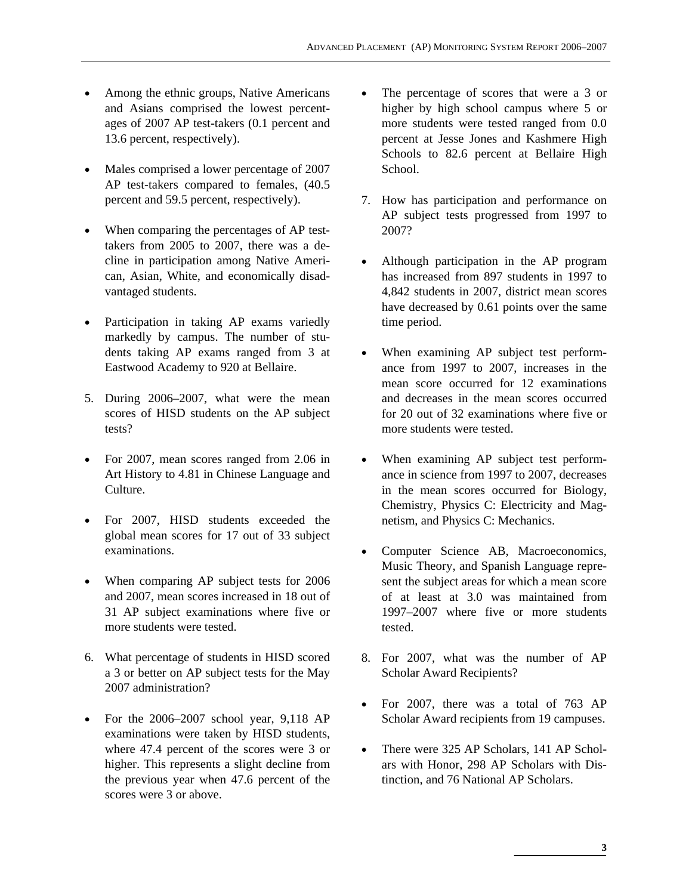- Among the ethnic groups, Native Americans and Asians comprised the lowest percentages of 2007 AP test-takers (0.1 percent and 13.6 percent, respectively).

- Males comprised a lower percentage of 2007 AP test-takers compared to females, (40.5 percent and 59.5 percent, respectively).

- When comparing the percentages of AP test-takers from 2005 to 2007, there was a decline in participation among Native American, Asian, White, and economically disadvantaged students.

- Participation in taking AP exams variedly markedly by campus. The number of students taking AP exams ranged from 3 at Eastwood Academy to 920 at Bellaire.

5. During 2006–2007, what were the mean scores of HISD students on the AP subject tests?

- For 2007, mean scores ranged from 2.06 in Art History to 4.81 in Chinese Language and Culture.

- For 2007, HISD students exceeded the global mean scores for 17 out of 33 subject examinations.

- When comparing AP subject tests for 2006 and 2007, mean scores increased in 18 out of 31 AP subject examinations where five or more students were tested.

6. What percentage of students in HISD scored a 3 or better on AP subject tests for the May 2007 administration?

- For the 2006–2007 school year, 9,118 AP examinations were taken by HISD students, where 47.4 percent of the scores were 3 or higher. This represents a slight decline from the previous year when 47.6 percent of the scores were 3 or above.

- The percentage of scores that were a 3 or higher by high school campus where 5 or more students were tested ranged from 0.0 percent at Jesse Jones and Kashmere High Schools to 82.6 percent at Bellaire High School.

7. How has participation and performance on AP subject tests progressed from 1997 to 2007?

- Although participation in the AP program has increased from 897 students in 1997 to 4,842 students in 2007, district mean scores have decreased by 0.61 points over the same time period.

- When examining AP subject test performance from 1997 to 2007, increases in the mean score occurred for 12 examinations and decreases in the mean scores occurred for 20 out of 32 examinations where five or more students were tested.

- When examining AP subject test performance in science from 1997 to 2007, decreases in the mean scores occurred for Biology, Chemistry, Physics C: Electricity and Magnetism, and Physics C: Mechanics.

- Computer Science AB, Macroeconomics, Music Theory, and Spanish Language represent the subject areas for which a mean score of at least at 3.0 was maintained from 1997–2007 where five or more students tested.

8. For 2007, what was the number of AP Scholar Award Recipients?

- For 2007, there was a total of 763 AP Scholar Award recipients from 19 campuses.

- There were 325 AP Scholars, 141 AP Scholars with Honor, 298 AP Scholars with Distinction, and 76 National AP Scholars.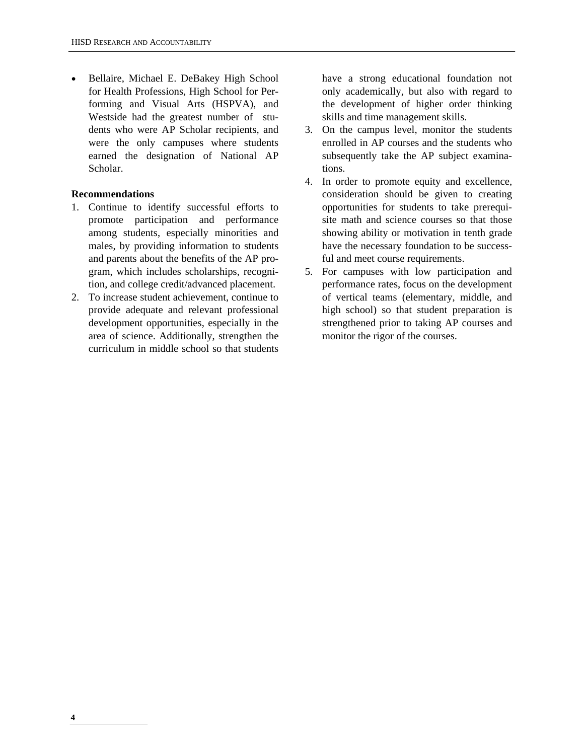- Bellaire, Michael E. DeBakey High School for Health Professions, High School for Performing and Visual Arts (HSPVA), and Westside had the greatest number of students who were AP Scholar recipients, and were the only campuses where students earned the designation of National AP Scholar.

**Recommendations**

1. Continue to identify successful efforts to promote participation and performance among students, especially minorities and males, by providing information to students and parents about the benefits of the AP program, which includes scholarships, recognition, and college credit/advanced placement.
2. To increase student achievement, continue to provide adequate and relevant professional development opportunities, especially in the area of science. Additionally, strengthen the curriculum in middle school so that students have a strong educational foundation not only academically, but also with regard to the development of higher order thinking skills and time management skills.
3. On the campus level, monitor the students enrolled in AP courses and the students who subsequently take the AP subject examinations.
4. In order to promote equity and excellence, consideration should be given to creating opportunities for students to take prerequisite math and science courses so that those showing ability or motivation in tenth grade have the necessary foundation to be successful and meet course requirements.
5. For campuses with low participation and performance rates, focus on the development of vertical teams (elementary, middle, and high school) so that student preparation is strengthened prior to taking AP courses and monitor the rigor of the courses.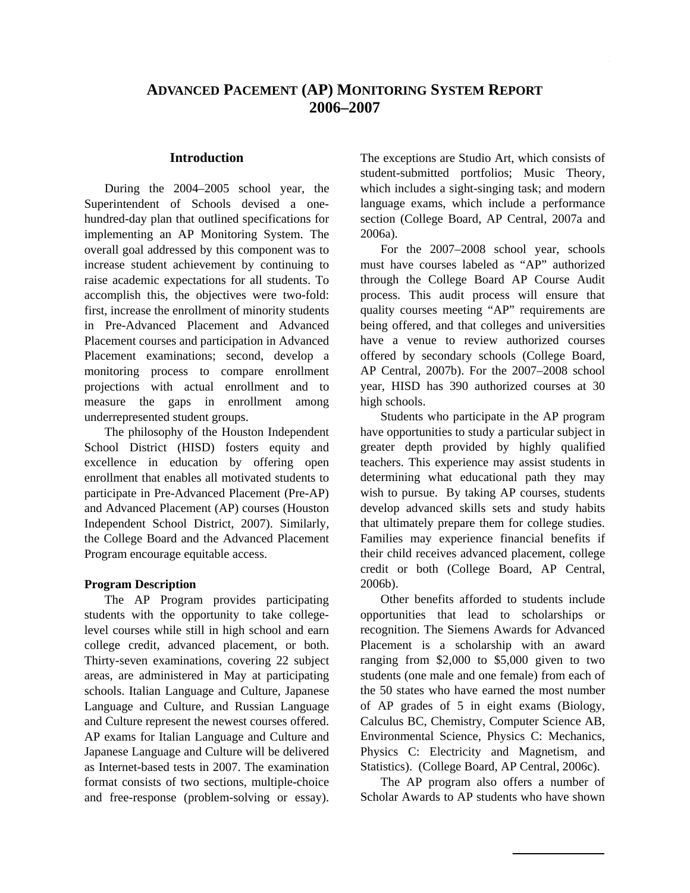# ADVANCED PACEMENT (AP) MONITORING SYSTEM REPORT 2006–2007

## Introduction

During the 2004–2005 school year, the Superintendent of Schools devised a one-hundred-day plan that outlined specifications for implementing an AP Monitoring System. The overall goal addressed by this component was to increase student achievement by continuing to raise academic expectations for all students. To accomplish this, the objectives were two-fold: first, increase the enrollment of minority students in Pre-Advanced Placement and Advanced Placement courses and participation in Advanced Placement examinations; second, develop a monitoring process to compare enrollment projections with actual enrollment and to measure the gaps in enrollment among underrepresented student groups.

The philosophy of the Houston Independent School District (HISD) fosters equity and excellence in education by offering open enrollment that enables all motivated students to participate in Pre-Advanced Placement (Pre-AP) and Advanced Placement (AP) courses (Houston Independent School District, 2007). Similarly, the College Board and the Advanced Placement Program encourage equitable access.

### Program Description

The AP Program provides participating students with the opportunity to take college-level courses while still in high school and earn college credit, advanced placement, or both. Thirty-seven examinations, covering 22 subject areas, are administered in May at participating schools. Italian Language and Culture, Japanese Language and Culture, and Russian Language and Culture represent the newest courses offered. AP exams for Italian Language and Culture and Japanese Language and Culture will be delivered as Internet-based tests in 2007. The examination format consists of two sections, multiple-choice and free-response (problem-solving or essay). The exceptions are Studio Art, which consists of student-submitted portfolios; Music Theory, which includes a sight-singing task; and modern language exams, which include a performance section (College Board, AP Central, 2007a and 2006a).

For the 2007–2008 school year, schools must have courses labeled as "AP" authorized through the College Board AP Course Audit process. This audit process will ensure that quality courses meeting "AP" requirements are being offered, and that colleges and universities have a venue to review authorized courses offered by secondary schools (College Board, AP Central, 2007b). For the 2007–2008 school year, HISD has 390 authorized courses at 30 high schools.

Students who participate in the AP program have opportunities to study a particular subject in greater depth provided by highly qualified teachers. This experience may assist students in determining what educational path they may wish to pursue. By taking AP courses, students develop advanced skills sets and study habits that ultimately prepare them for college studies. Families may experience financial benefits if their child receives advanced placement, college credit or both (College Board, AP Central, 2006b).

Other benefits afforded to students include opportunities that lead to scholarships or recognition. The Siemens Awards for Advanced Placement is a scholarship with an award ranging from $2,000 to $5,000 given to two students (one male and one female) from each of the 50 states who have earned the most number of AP grades of 5 in eight exams (Biology, Calculus BC, Chemistry, Computer Science AB, Environmental Science, Physics C: Mechanics, Physics C: Electricity and Magnetism, and Statistics). (College Board, AP Central, 2006c).

The AP program also offers a number of Scholar Awards to AP students who have shown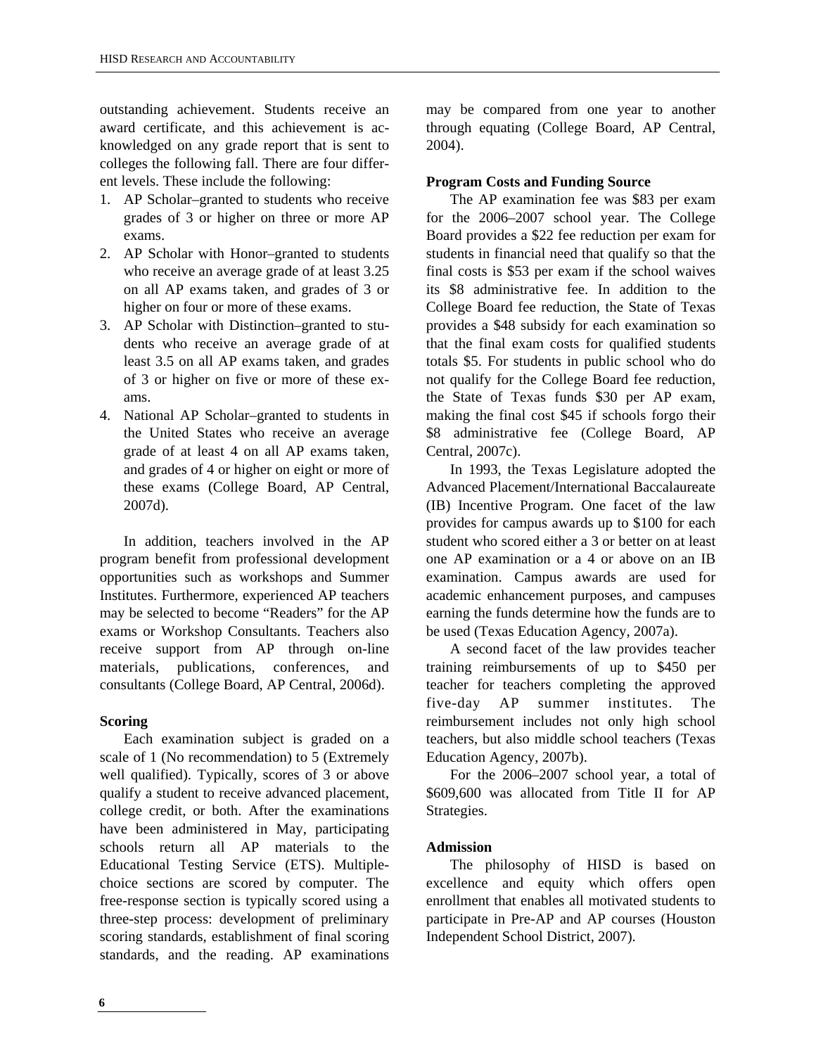outstanding achievement. Students receive an award certificate, and this achievement is acknowledged on any grade report that is sent to colleges the following fall. There are four different levels. These include the following:

1. AP Scholar–granted to students who receive grades of 3 or higher on three or more AP exams.
2. AP Scholar with Honor–granted to students who receive an average grade of at least 3.25 on all AP exams taken, and grades of 3 or higher on four or more of these exams.
3. AP Scholar with Distinction–granted to students who receive an average grade of at least 3.5 on all AP exams taken, and grades of 3 or higher on five or more of these exams.
4. National AP Scholar–granted to students in the United States who receive an average grade of at least 4 on all AP exams taken, and grades of 4 or higher on eight or more of these exams (College Board, AP Central, 2007d).

In addition, teachers involved in the AP program benefit from professional development opportunities such as workshops and Summer Institutes. Furthermore, experienced AP teachers may be selected to become "Readers" for the AP exams or Workshop Consultants. Teachers also receive support from AP through on-line materials, publications, conferences, and consultants (College Board, AP Central, 2006d).

**Scoring**

Each examination subject is graded on a scale of 1 (No recommendation) to 5 (Extremely well qualified). Typically, scores of 3 or above qualify a student to receive advanced placement, college credit, or both. After the examinations have been administered in May, participating schools return all AP materials to the Educational Testing Service (ETS). Multiple-choice sections are scored by computer. The free-response section is typically scored using a three-step process: development of preliminary scoring standards, establishment of final scoring standards, and the reading. AP examinations may be compared from one year to another through equating (College Board, AP Central, 2004).

**Program Costs and Funding Source**

The AP examination fee was $83 per exam for the 2006–2007 school year. The College Board provides a $22 fee reduction per exam for students in financial need that qualify so that the final costs is $53 per exam if the school waives its $8 administrative fee. In addition to the College Board fee reduction, the State of Texas provides a $48 subsidy for each examination so that the final exam costs for qualified students totals $5. For students in public school who do not qualify for the College Board fee reduction, the State of Texas funds $30 per AP exam, making the final cost $45 if schools forgo their $8 administrative fee (College Board, AP Central, 2007c).

In 1993, the Texas Legislature adopted the Advanced Placement/International Baccalaureate (IB) Incentive Program. One facet of the law provides for campus awards up to $100 for each student who scored either a 3 or better on at least one AP examination or a 4 or above on an IB examination. Campus awards are used for academic enhancement purposes, and campuses earning the funds determine how the funds are to be used (Texas Education Agency, 2007a).

A second facet of the law provides teacher training reimbursements of up to $450 per teacher for teachers completing the approved five-day AP summer institutes. The reimbursement includes not only high school teachers, but also middle school teachers (Texas Education Agency, 2007b).

For the 2006–2007 school year, a total of $609,600 was allocated from Title II for AP Strategies.

**Admission**

The philosophy of HISD is based on excellence and equity which offers open enrollment that enables all motivated students to participate in Pre-AP and AP courses (Houston Independent School District, 2007).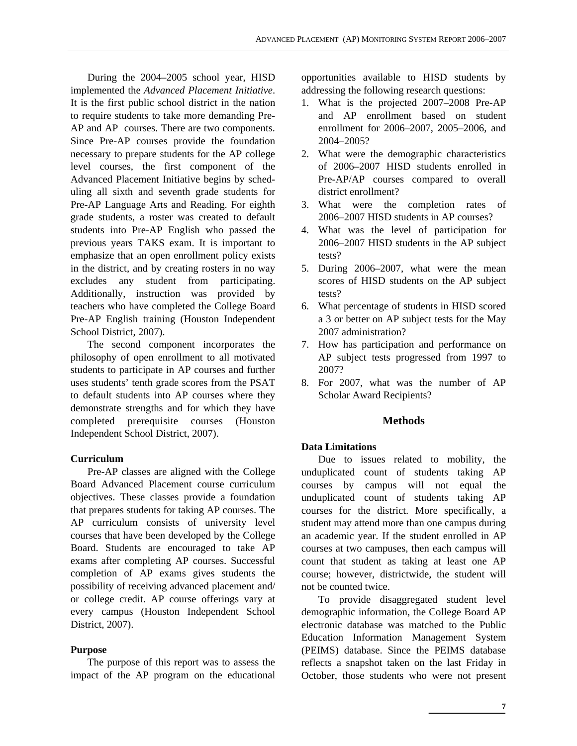During the 2004–2005 school year, HISD implemented the *Advanced Placement Initiative*. It is the first public school district in the nation to require students to take more demanding Pre-AP and AP courses. There are two components. Since Pre-AP courses provide the foundation necessary to prepare students for the AP college level courses, the first component of the Advanced Placement Initiative begins by scheduling all sixth and seventh grade students for Pre-AP Language Arts and Reading. For eighth grade students, a roster was created to default students into Pre-AP English who passed the previous years TAKS exam. It is important to emphasize that an open enrollment policy exists in the district, and by creating rosters in no way excludes any student from participating. Additionally, instruction was provided by teachers who have completed the College Board Pre-AP English training (Houston Independent School District, 2007).

The second component incorporates the philosophy of open enrollment to all motivated students to participate in AP courses and further uses students' tenth grade scores from the PSAT to default students into AP courses where they demonstrate strengths and for which they have completed prerequisite courses (Houston Independent School District, 2007).

### Curriculum

Pre-AP classes are aligned with the College Board Advanced Placement course curriculum objectives. These classes provide a foundation that prepares students for taking AP courses. The AP curriculum consists of university level courses that have been developed by the College Board. Students are encouraged to take AP exams after completing AP courses. Successful completion of AP exams gives students the possibility of receiving advanced placement and/ or college credit. AP course offerings vary at every campus (Houston Independent School District, 2007).

### Purpose

The purpose of this report was to assess the impact of the AP program on the educational opportunities available to HISD students by addressing the following research questions:

1. What is the projected 2007–2008 Pre-AP and AP enrollment based on student enrollment for 2006–2007, 2005–2006, and 2004–2005?
2. What were the demographic characteristics of 2006–2007 HISD students enrolled in Pre-AP/AP courses compared to overall district enrollment?
3. What were the completion rates of 2006–2007 HISD students in AP courses?
4. What was the level of participation for 2006–2007 HISD students in the AP subject tests?
5. During 2006–2007, what were the mean scores of HISD students on the AP subject tests?
6. What percentage of students in HISD scored a 3 or better on AP subject tests for the May 2007 administration?
7. How has participation and performance on AP subject tests progressed from 1997 to 2007?
8. For 2007, what was the number of AP Scholar Award Recipients?

## Methods

### Data Limitations

Due to issues related to mobility, the unduplicated count of students taking AP courses by campus will not equal the unduplicated count of students taking AP courses for the district. More specifically, a student may attend more than one campus during an academic year. If the student enrolled in AP courses at two campuses, then each campus will count that student as taking at least one AP course; however, districtwide, the student will not be counted twice.

To provide disaggregated student level demographic information, the College Board AP electronic database was matched to the Public Education Information Management System (PEIMS) database. Since the PEIMS database reflects a snapshot taken on the last Friday in October, those students who were not present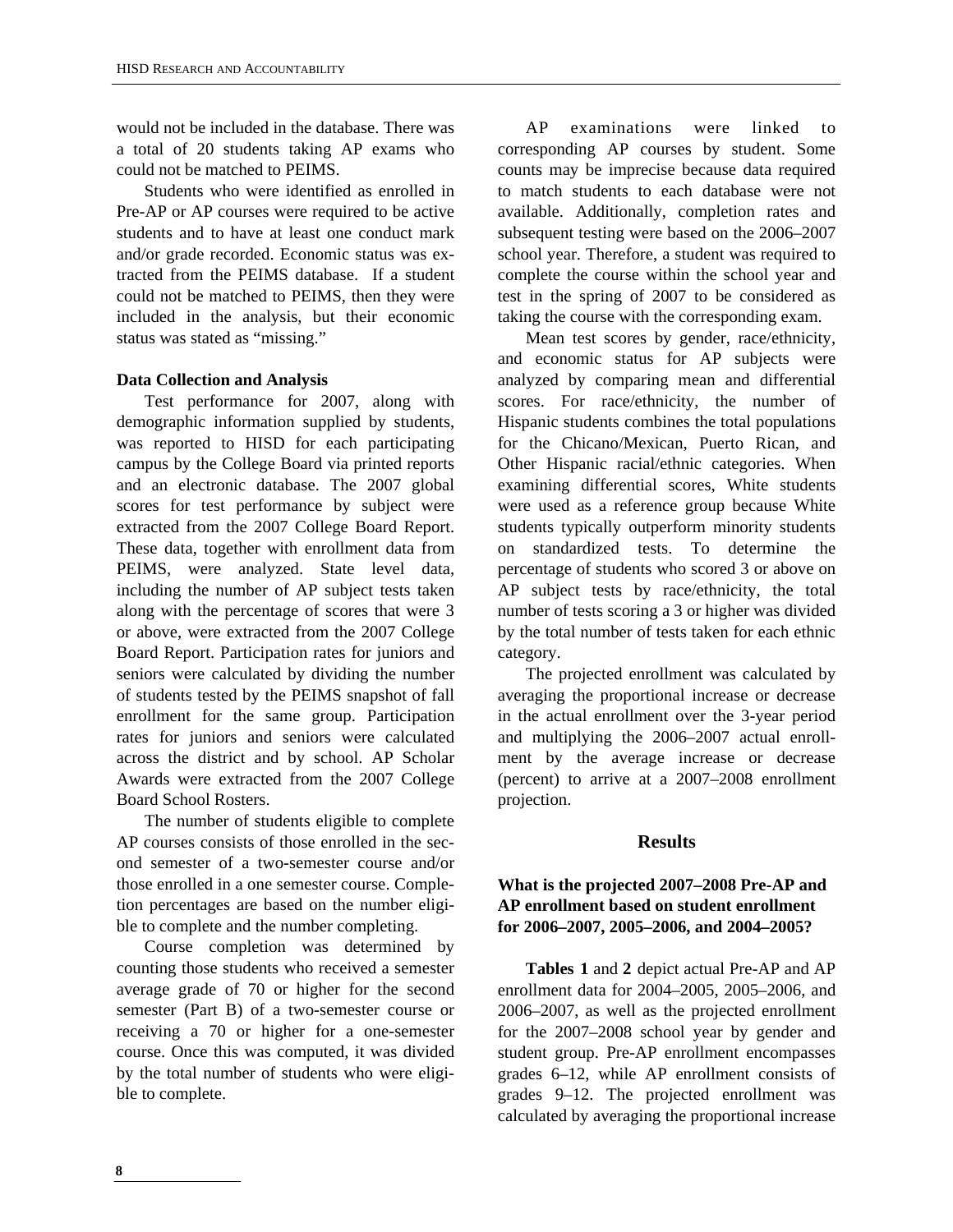would not be included in the database. There was a total of 20 students taking AP exams who could not be matched to PEIMS.

Students who were identified as enrolled in Pre-AP or AP courses were required to be active students and to have at least one conduct mark and/or grade recorded. Economic status was extracted from the PEIMS database. If a student could not be matched to PEIMS, then they were included in the analysis, but their economic status was stated as "missing."

**Data Collection and Analysis**

Test performance for 2007, along with demographic information supplied by students, was reported to HISD for each participating campus by the College Board via printed reports and an electronic database. The 2007 global scores for test performance by subject were extracted from the 2007 College Board Report. These data, together with enrollment data from PEIMS, were analyzed. State level data, including the number of AP subject tests taken along with the percentage of scores that were 3 or above, were extracted from the 2007 College Board Report. Participation rates for juniors and seniors were calculated by dividing the number of students tested by the PEIMS snapshot of fall enrollment for the same group. Participation rates for juniors and seniors were calculated across the district and by school. AP Scholar Awards were extracted from the 2007 College Board School Rosters.

The number of students eligible to complete AP courses consists of those enrolled in the second semester of a two-semester course and/or those enrolled in a one semester course. Completion percentages are based on the number eligible to complete and the number completing.

Course completion was determined by counting those students who received a semester average grade of 70 or higher for the second semester (Part B) of a two-semester course or receiving a 70 or higher for a one-semester course. Once this was computed, it was divided by the total number of students who were eligible to complete.

AP examinations were linked to corresponding AP courses by student. Some counts may be imprecise because data required to match students to each database were not available. Additionally, completion rates and subsequent testing were based on the 2006–2007 school year. Therefore, a student was required to complete the course within the school year and test in the spring of 2007 to be considered as taking the course with the corresponding exam.

Mean test scores by gender, race/ethnicity, and economic status for AP subjects were analyzed by comparing mean and differential scores. For race/ethnicity, the number of Hispanic students combines the total populations for the Chicano/Mexican, Puerto Rican, and Other Hispanic racial/ethnic categories. When examining differential scores, White students were used as a reference group because White students typically outperform minority students on standardized tests. To determine the percentage of students who scored 3 or above on AP subject tests by race/ethnicity, the total number of tests scoring a 3 or higher was divided by the total number of tests taken for each ethnic category.

The projected enrollment was calculated by averaging the proportional increase or decrease in the actual enrollment over the 3-year period and multiplying the 2006–2007 actual enrollment by the average increase or decrease (percent) to arrive at a 2007–2008 enrollment projection.

## Results

### What is the projected 2007–2008 Pre-AP and AP enrollment based on student enrollment for 2006–2007, 2005–2006, and 2004–2005?

**Tables 1** and **2** depict actual Pre-AP and AP enrollment data for 2004–2005, 2005–2006, and 2006–2007, as well as the projected enrollment for the 2007–2008 school year by gender and student group. Pre-AP enrollment encompasses grades 6–12, while AP enrollment consists of grades 9–12. The projected enrollment was calculated by averaging the proportional increase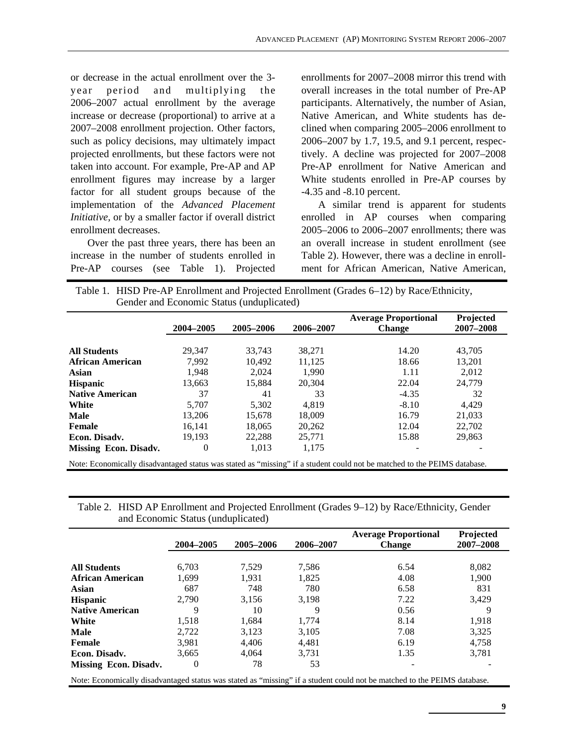or decrease in the actual enrollment over the 3-year period and multiplying the 2006–2007 actual enrollment by the average increase or decrease (proportional) to arrive at a 2007–2008 enrollment projection. Other factors, such as policy decisions, may ultimately impact projected enrollments, but these factors were not taken into account. For example, Pre-AP and AP enrollment figures may increase by a larger factor for all student groups because of the implementation of the *Advanced Placement Initiative*, or by a smaller factor if overall district enrollment decreases.

Over the past three years, there has been an increase in the number of students enrolled in Pre-AP courses (see Table 1). Projected enrollments for 2007–2008 mirror this trend with overall increases in the total number of Pre-AP participants. Alternatively, the number of Asian, Native American, and White students has declined when comparing 2005–2006 enrollment to 2006–2007 by 1.7, 19.5, and 9.1 percent, respectively. A decline was projected for 2007–2008 Pre-AP enrollment for Native American and White students enrolled in Pre-AP courses by -4.35 and -8.10 percent.

A similar trend is apparent for students enrolled in AP courses when comparing 2005–2006 to 2006–2007 enrollments; there was an overall increase in student enrollment (see Table 2). However, there was a decline in enrollment for African American, Native American,

Table 1. HISD Pre-AP Enrollment and Projected Enrollment (Grades 6–12) by Race/Ethnicity, Gender and Economic Status (unduplicated)

| | 2004–2005 | 2005–2006 | 2006–2007 | Average Proportional Change | Projected 2007–2008 |
|---|---|---|---|---|---|
| **All Students** | 29,347 | 33,743 | 38,271 | 14.20 | 43,705 |
| **African American** | 7,992 | 10,492 | 11,125 | 18.66 | 13,201 |
| **Asian** | 1,948 | 2,024 | 1,990 | 1.11 | 2,012 |
| **Hispanic** | 13,663 | 15,884 | 20,304 | 22.04 | 24,779 |
| **Native American** | 37 | 41 | 33 | -4.35 | 32 |
| **White** | 5,707 | 5,302 | 4,819 | -8.10 | 4,429 |
| **Male** | 13,206 | 15,678 | 18,009 | 16.79 | 21,033 |
| **Female** | 16,141 | 18,065 | 20,262 | 12.04 | 22,702 |
| **Econ. Disadv.** | 19,193 | 22,288 | 25,771 | 15.88 | 29,863 |
| **Missing Econ. Disadv.** | 0 | 1,013 | 1,175 | - | - |

Note: Economically disadvantaged status was stated as "missing" if a student could not be matched to the PEIMS database.

Table 2. HISD AP Enrollment and Projected Enrollment (Grades 9–12) by Race/Ethnicity, Gender and Economic Status (unduplicated)

| | 2004–2005 | 2005–2006 | 2006–2007 | Average Proportional Change | Projected 2007–2008 |
|---|---|---|---|---|---|
| **All Students** | 6,703 | 7,529 | 7,586 | 6.54 | 8,082 |
| **African American** | 1,699 | 1,931 | 1,825 | 4.08 | 1,900 |
| **Asian** | 687 | 748 | 780 | 6.58 | 831 |
| **Hispanic** | 2,790 | 3,156 | 3,198 | 7.22 | 3,429 |
| **Native American** | 9 | 10 | 9 | 0.56 | 9 |
| **White** | 1,518 | 1,684 | 1,774 | 8.14 | 1,918 |
| **Male** | 2,722 | 3,123 | 3,105 | 7.08 | 3,325 |
| **Female** | 3,981 | 4,406 | 4,481 | 6.19 | 4,758 |
| **Econ. Disadv.** | 3,665 | 4,064 | 3,731 | 1.35 | 3,781 |
| **Missing Econ. Disadv.** | 0 | 78 | 53 | - | - |

Note: Economically disadvantaged status was stated as "missing" if a student could not be matched to the PEIMS database.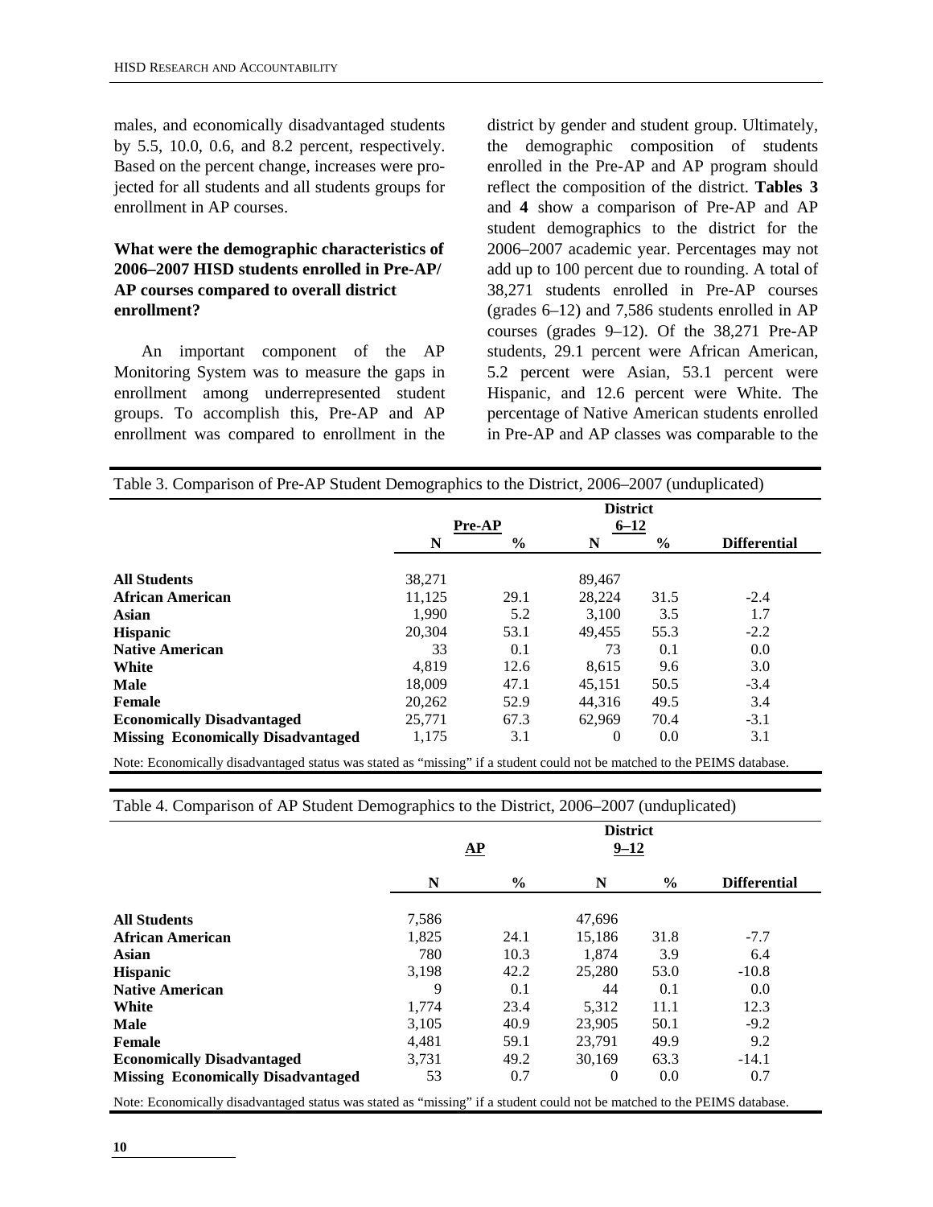males, and economically disadvantaged students by 5.5, 10.0, 0.6, and 8.2 percent, respectively. Based on the percent change, increases were projected for all students and all students groups for enrollment in AP courses.

**What were the demographic characteristics of 2006–2007 HISD students enrolled in Pre-AP/ AP courses compared to overall district enrollment?**

An important component of the AP Monitoring System was to measure the gaps in enrollment among underrepresented student groups. To accomplish this, Pre-AP and AP enrollment was compared to enrollment in the district by gender and student group. Ultimately, the demographic composition of students enrolled in the Pre-AP and AP program should reflect the composition of the district. **Tables 3** and **4** show a comparison of Pre-AP and AP student demographics to the district for the 2006–2007 academic year. Percentages may not add up to 100 percent due to rounding. A total of 38,271 students enrolled in Pre-AP courses (grades 6–12) and 7,586 students enrolled in AP courses (grades 9–12). Of the 38,271 Pre-AP students, 29.1 percent were African American, 5.2 percent were Asian, 53.1 percent were Hispanic, and 12.6 percent were White. The percentage of Native American students enrolled in Pre-AP and AP classes was comparable to the

Table 3. Comparison of Pre-AP Student Demographics to the District, 2006–2007 (unduplicated)

| | Pre-AP | | District 6–12 | | |
|---|---|---|---|---|---|
| | **N** | **%** | **N** | **%** | **Differential** |
| **All Students** | 38,271 | | 89,467 | | |
| **African American** | 11,125 | 29.1 | 28,224 | 31.5 | -2.4 |
| **Asian** | 1,990 | 5.2 | 3,100 | 3.5 | 1.7 |
| **Hispanic** | 20,304 | 53.1 | 49,455 | 55.3 | -2.2 |
| **Native American** | 33 | 0.1 | 73 | 0.1 | 0.0 |
| **White** | 4,819 | 12.6 | 8,615 | 9.6 | 3.0 |
| **Male** | 18,009 | 47.1 | 45,151 | 50.5 | -3.4 |
| **Female** | 20,262 | 52.9 | 44,316 | 49.5 | 3.4 |
| **Economically Disadvantaged** | 25,771 | 67.3 | 62,969 | 70.4 | -3.1 |
| **Missing Economically Disadvantaged** | 1,175 | 3.1 | 0 | 0.0 | 3.1 |

Note: Economically disadvantaged status was stated as "missing" if a student could not be matched to the PEIMS database.

Table 4. Comparison of AP Student Demographics to the District, 2006–2007 (unduplicated)

| | AP | | District 9–12 | | |
|---|---|---|---|---|---|
| | **N** | **%** | **N** | **%** | **Differential** |
| **All Students** | 7,586 | | 47,696 | | |
| **African American** | 1,825 | 24.1 | 15,186 | 31.8 | -7.7 |
| **Asian** | 780 | 10.3 | 1,874 | 3.9 | 6.4 |
| **Hispanic** | 3,198 | 42.2 | 25,280 | 53.0 | -10.8 |
| **Native American** | 9 | 0.1 | 44 | 0.1 | 0.0 |
| **White** | 1,774 | 23.4 | 5,312 | 11.1 | 12.3 |
| **Male** | 3,105 | 40.9 | 23,905 | 50.1 | -9.2 |
| **Female** | 4,481 | 59.1 | 23,791 | 49.9 | 9.2 |
| **Economically Disadvantaged** | 3,731 | 49.2 | 30,169 | 63.3 | -14.1 |
| **Missing Economically Disadvantaged** | 53 | 0.7 | 0 | 0.0 | 0.7 |

Note: Economically disadvantaged status was stated as "missing" if a student could not be matched to the PEIMS database.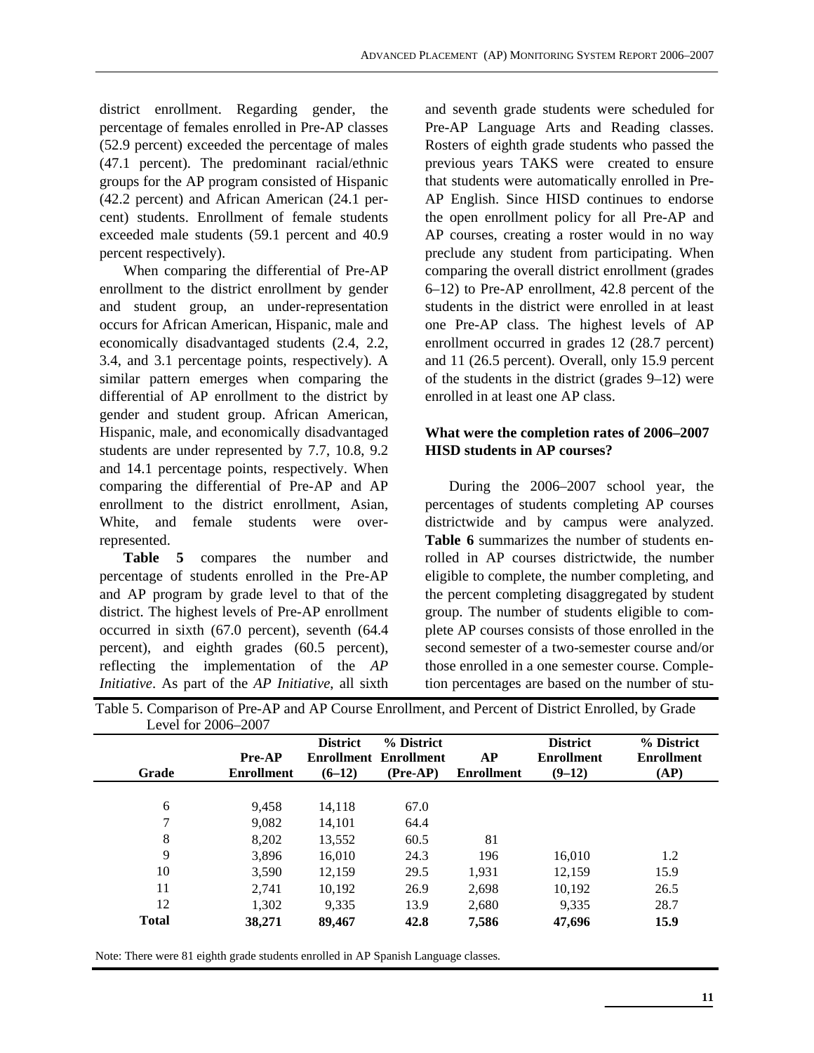district enrollment. Regarding gender, the percentage of females enrolled in Pre-AP classes (52.9 percent) exceeded the percentage of males (47.1 percent). The predominant racial/ethnic groups for the AP program consisted of Hispanic (42.2 percent) and African American (24.1 percent) students. Enrollment of female students exceeded male students (59.1 percent and 40.9 percent respectively).

When comparing the differential of Pre-AP enrollment to the district enrollment by gender and student group, an under-representation occurs for African American, Hispanic, male and economically disadvantaged students (2.4, 2.2, 3.4, and 3.1 percentage points, respectively). A similar pattern emerges when comparing the differential of AP enrollment to the district by gender and student group. African American, Hispanic, male, and economically disadvantaged students are under represented by 7.7, 10.8, 9.2 and 14.1 percentage points, respectively. When comparing the differential of Pre-AP and AP enrollment to the district enrollment, Asian, White, and female students were over-represented.

**Table 5** compares the number and percentage of students enrolled in the Pre-AP and AP program by grade level to that of the district. The highest levels of Pre-AP enrollment occurred in sixth (67.0 percent), seventh (64.4 percent), and eighth grades (60.5 percent), reflecting the implementation of the *AP Initiative*. As part of the *AP Initiative*, all sixth and seventh grade students were scheduled for Pre-AP Language Arts and Reading classes. Rosters of eighth grade students who passed the previous years TAKS were created to ensure that students were automatically enrolled in Pre-AP English. Since HISD continues to endorse the open enrollment policy for all Pre-AP and AP courses, creating a roster would in no way preclude any student from participating. When comparing the overall district enrollment (grades 6–12) to Pre-AP enrollment, 42.8 percent of the students in the district were enrolled in at least one Pre-AP class. The highest levels of AP enrollment occurred in grades 12 (28.7 percent) and 11 (26.5 percent). Overall, only 15.9 percent of the students in the district (grades 9–12) were enrolled in at least one AP class.

### What were the completion rates of 2006–2007 HISD students in AP courses?

During the 2006–2007 school year, the percentages of students completing AP courses districtwide and by campus were analyzed. **Table 6** summarizes the number of students enrolled in AP courses districtwide, the number eligible to complete, the number completing, and the percent completing disaggregated by student group. The number of students eligible to complete AP courses consists of those enrolled in the second semester of a two-semester course and/or those enrolled in a one semester course. Completion percentages are based on the number of stu-

Table 5. Comparison of Pre-AP and AP Course Enrollment, and Percent of District Enrolled, by Grade Level for 2006–2007

| Grade | Pre-AP Enrollment | District Enrollment (6–12) | % District Enrollment (Pre-AP) | AP Enrollment | District Enrollment (9–12) | % District Enrollment (AP) |
|---|---|---|---|---|---|---|
| 6 | 9,458 | 14,118 | 67.0 | | | |
| 7 | 9,082 | 14,101 | 64.4 | | | |
| 8 | 8,202 | 13,552 | 60.5 | 81 | | |
| 9 | 3,896 | 16,010 | 24.3 | 196 | 16,010 | 1.2 |
| 10 | 3,590 | 12,159 | 29.5 | 1,931 | 12,159 | 15.9 |
| 11 | 2,741 | 10,192 | 26.9 | 2,698 | 10,192 | 26.5 |
| 12 | 1,302 | 9,335 | 13.9 | 2,680 | 9,335 | 28.7 |
| **Total** | **38,271** | **89,467** | **42.8** | **7,586** | **47,696** | **15.9** |

Note: There were 81 eighth grade students enrolled in AP Spanish Language classes.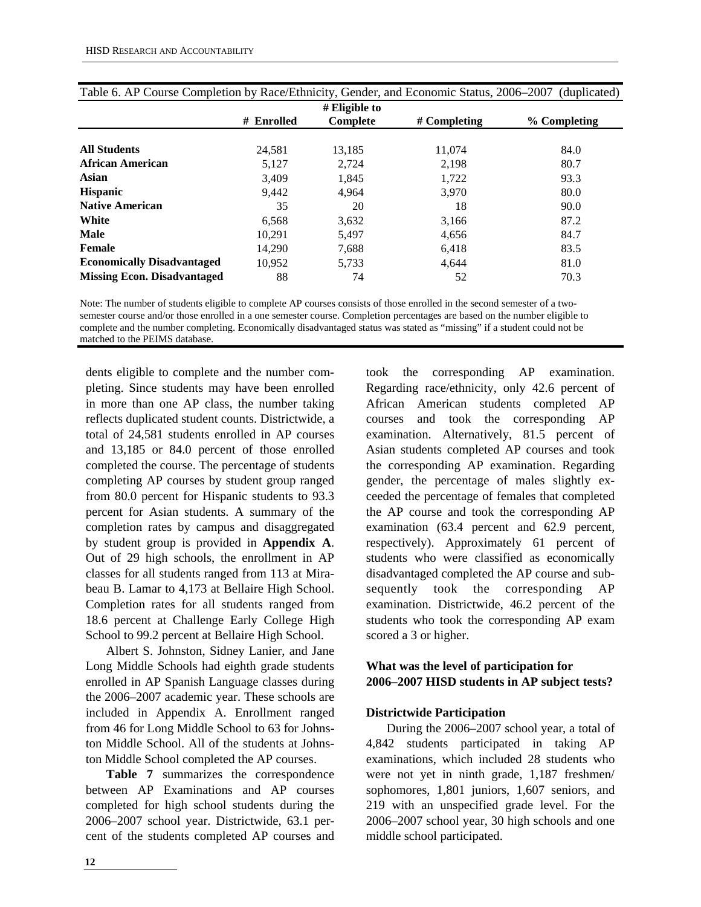Table 6. AP Course Completion by Race/Ethnicity, Gender, and Economic Status, 2006–2007 (duplicated)

| | # Enrolled | # Eligible to Complete | # Completing | % Completing |
|---|---|---|---|---|
| **All Students** | 24,581 | 13,185 | 11,074 | 84.0 |
| **African American** | 5,127 | 2,724 | 2,198 | 80.7 |
| **Asian** | 3,409 | 1,845 | 1,722 | 93.3 |
| **Hispanic** | 9,442 | 4,964 | 3,970 | 80.0 |
| **Native American** | 35 | 20 | 18 | 90.0 |
| **White** | 6,568 | 3,632 | 3,166 | 87.2 |
| **Male** | 10,291 | 5,497 | 4,656 | 84.7 |
| **Female** | 14,290 | 7,688 | 6,418 | 83.5 |
| **Economically Disadvantaged** | 10,952 | 5,733 | 4,644 | 81.0 |
| **Missing Econ. Disadvantaged** | 88 | 74 | 52 | 70.3 |

Note: The number of students eligible to complete AP courses consists of those enrolled in the second semester of a two-semester course and/or those enrolled in a one semester course. Completion percentages are based on the number eligible to complete and the number completing. Economically disadvantaged status was stated as "missing" if a student could not be matched to the PEIMS database.

dents eligible to complete and the number completing. Since students may have been enrolled in more than one AP class, the number taking reflects duplicated student counts. Districtwide, a total of 24,581 students enrolled in AP courses and 13,185 or 84.0 percent of those enrolled completed the course. The percentage of students completing AP courses by student group ranged from 80.0 percent for Hispanic students to 93.3 percent for Asian students. A summary of the completion rates by campus and disaggregated by student group is provided in **Appendix A**. Out of 29 high schools, the enrollment in AP classes for all students ranged from 113 at Mirabeau B. Lamar to 4,173 at Bellaire High School. Completion rates for all students ranged from 18.6 percent at Challenge Early College High School to 99.2 percent at Bellaire High School.

Albert S. Johnston, Sidney Lanier, and Jane Long Middle Schools had eighth grade students enrolled in AP Spanish Language classes during the 2006–2007 academic year. These schools are included in Appendix A. Enrollment ranged from 46 for Long Middle School to 63 for Johnston Middle School. All of the students at Johnston Middle School completed the AP courses.

**Table 7** summarizes the correspondence between AP Examinations and AP courses completed for high school students during the 2006–2007 school year. Districtwide, 63.1 percent of the students completed AP courses and took the corresponding AP examination. Regarding race/ethnicity, only 42.6 percent of African American students completed AP courses and took the corresponding AP examination. Alternatively, 81.5 percent of Asian students completed AP courses and took the corresponding AP examination. Regarding gender, the percentage of males slightly exceeded the percentage of females that completed the AP course and took the corresponding AP examination (63.4 percent and 62.9 percent, respectively). Approximately 61 percent of students who were classified as economically disadvantaged completed the AP course and subsequently took the corresponding AP examination. Districtwide, 46.2 percent of the students who took the corresponding AP exam scored a 3 or higher.

### What was the level of participation for 2006–2007 HISD students in AP subject tests?

#### Districtwide Participation

During the 2006–2007 school year, a total of 4,842 students participated in taking AP examinations, which included 28 students who were not yet in ninth grade, 1,187 freshmen/sophomores, 1,801 juniors, 1,607 seniors, and 219 with an unspecified grade level. For the 2006–2007 school year, 30 high schools and one middle school participated.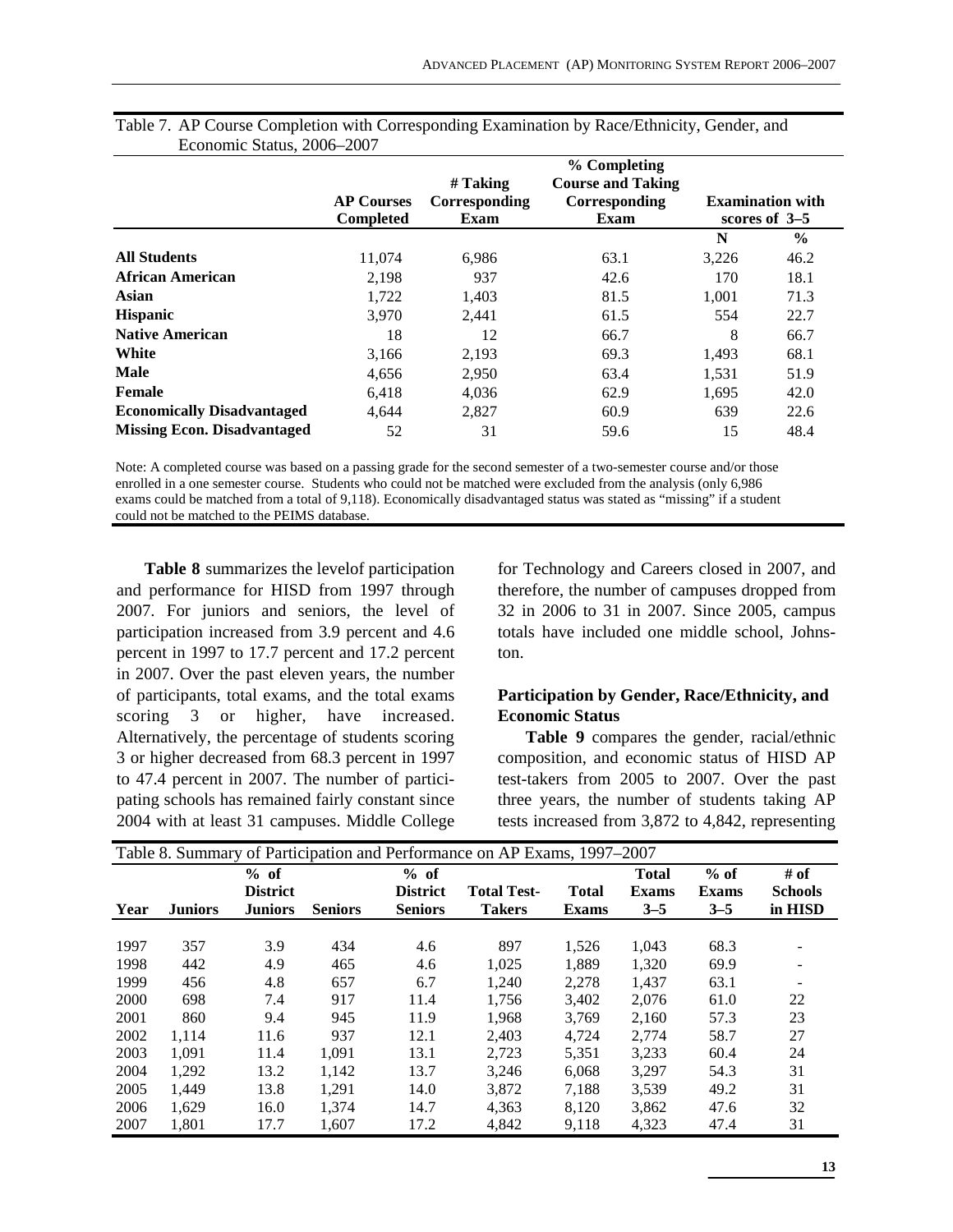Table 7. AP Course Completion with Corresponding Examination by Race/Ethnicity, Gender, and Economic Status, 2006–2007

| | AP Courses Completed | # Taking Corresponding Exam | % Completing Course and Taking Corresponding Exam | Examination with scores of 3–5 | |
|---|---|---|---|---|---|
| | | | | N | % |
| **All Students** | 11,074 | 6,986 | 63.1 | 3,226 | 46.2 |
| **African American** | 2,198 | 937 | 42.6 | 170 | 18.1 |
| **Asian** | 1,722 | 1,403 | 81.5 | 1,001 | 71.3 |
| **Hispanic** | 3,970 | 2,441 | 61.5 | 554 | 22.7 |
| **Native American** | 18 | 12 | 66.7 | 8 | 66.7 |
| **White** | 3,166 | 2,193 | 69.3 | 1,493 | 68.1 |
| **Male** | 4,656 | 2,950 | 63.4 | 1,531 | 51.9 |
| **Female** | 6,418 | 4,036 | 62.9 | 1,695 | 42.0 |
| **Economically Disadvantaged** | 4,644 | 2,827 | 60.9 | 639 | 22.6 |
| **Missing Econ. Disadvantaged** | 52 | 31 | 59.6 | 15 | 48.4 |

Note: A completed course was based on a passing grade for the second semester of a two-semester course and/or those enrolled in a one semester course. Students who could not be matched were excluded from the analysis (only 6,986 exams could be matched from a total of 9,118). Economically disadvantaged status was stated as "missing" if a student could not be matched to the PEIMS database.

**Table 8** summarizes the levelof participation and performance for HISD from 1997 through 2007. For juniors and seniors, the level of participation increased from 3.9 percent and 4.6 percent in 1997 to 17.7 percent and 17.2 percent in 2007. Over the past eleven years, the number of participants, total exams, and the total exams scoring 3 or higher, have increased. Alternatively, the percentage of students scoring 3 or higher decreased from 68.3 percent in 1997 to 47.4 percent in 2007. The number of participating schools has remained fairly constant since 2004 with at least 31 campuses. Middle College for Technology and Careers closed in 2007, and therefore, the number of campuses dropped from 32 in 2006 to 31 in 2007. Since 2005, campus totals have included one middle school, Johnston.

### Participation by Gender, Race/Ethnicity, and Economic Status

**Table 9** compares the gender, racial/ethnic composition, and economic status of HISD AP test-takers from 2005 to 2007. Over the past three years, the number of students taking AP tests increased from 3,872 to 4,842, representing

Table 8. Summary of Participation and Performance on AP Exams, 1997–2007

| Year | Juniors | % of District Juniors | Seniors | % of District Seniors | Total Test-Takers | Total Exams | Total Exams 3–5 | % of Exams 3–5 | # of Schools in HISD |
|---|---|---|---|---|---|---|---|---|---|
| 1997 | 357 | 3.9 | 434 | 4.6 | 897 | 1,526 | 1,043 | 68.3 | - |
| 1998 | 442 | 4.9 | 465 | 4.6 | 1,025 | 1,889 | 1,320 | 69.9 | - |
| 1999 | 456 | 4.8 | 657 | 6.7 | 1,240 | 2,278 | 1,437 | 63.1 | - |
| 2000 | 698 | 7.4 | 917 | 11.4 | 1,756 | 3,402 | 2,076 | 61.0 | 22 |
| 2001 | 860 | 9.4 | 945 | 11.9 | 1,968 | 3,769 | 2,160 | 57.3 | 23 |
| 2002 | 1,114 | 11.6 | 937 | 12.1 | 2,403 | 4,724 | 2,774 | 58.7 | 27 |
| 2003 | 1,091 | 11.4 | 1,091 | 13.1 | 2,723 | 5,351 | 3,233 | 60.4 | 24 |
| 2004 | 1,292 | 13.2 | 1,142 | 13.7 | 3,246 | 6,068 | 3,297 | 54.3 | 31 |
| 2005 | 1,449 | 13.8 | 1,291 | 14.0 | 3,872 | 7,188 | 3,539 | 49.2 | 31 |
| 2006 | 1,629 | 16.0 | 1,374 | 14.7 | 4,363 | 8,120 | 3,862 | 47.6 | 32 |
| 2007 | 1,801 | 17.7 | 1,607 | 17.2 | 4,842 | 9,118 | 4,323 | 47.4 | 31 |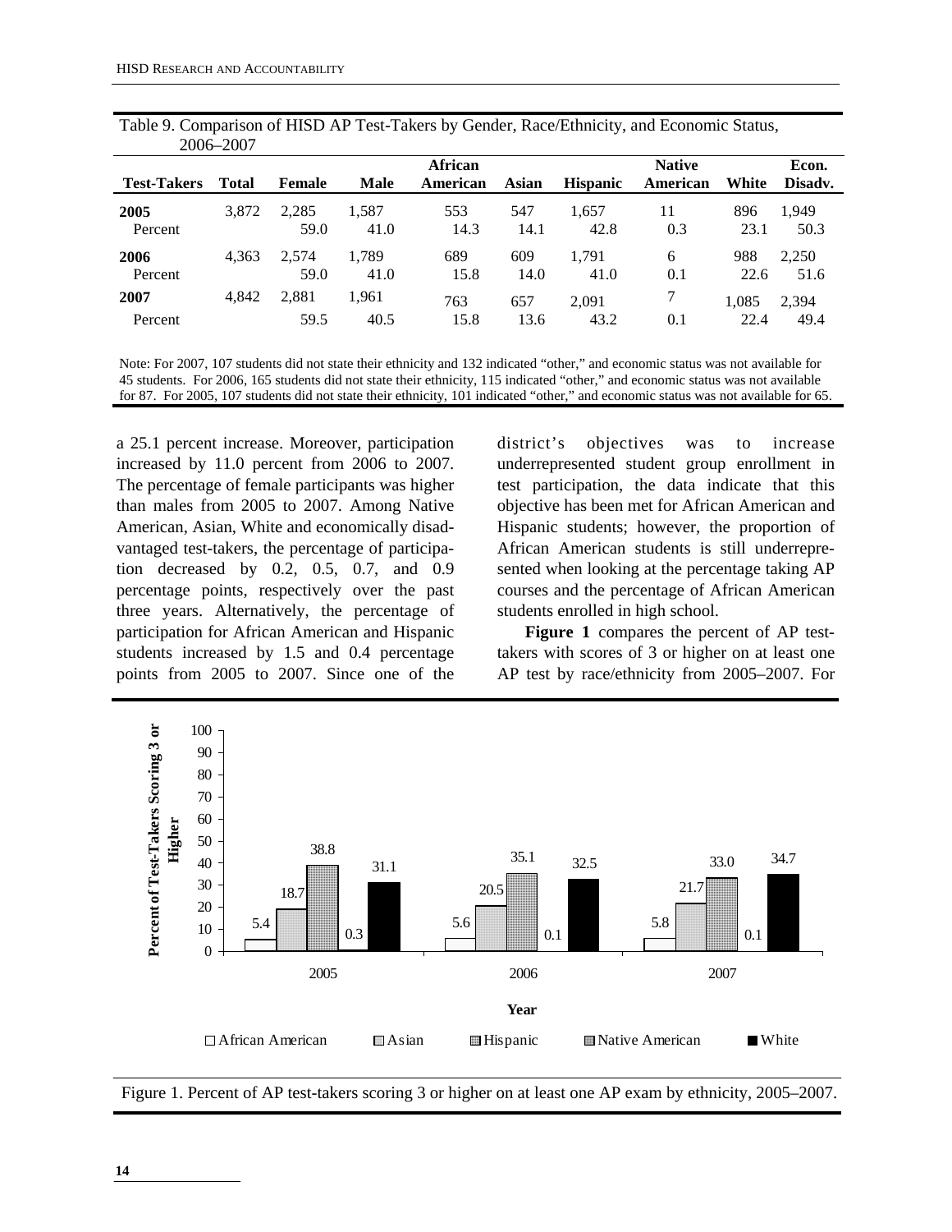Table 9. Comparison of HISD AP Test-Takers by Gender, Race/Ethnicity, and Economic Status, 2006–2007

| Test-Takers | Total | Female | Male | African American | Asian | Hispanic | Native American | White | Econ. Disadv. |
|---|---|---|---|---|---|---|---|---|---|
| **2005** | 3,872 | 2,285 | 1,587 | 553 | 547 | 1,657 | 11 | 896 | 1,949 |
| Percent | | 59.0 | 41.0 | 14.3 | 14.1 | 42.8 | 0.3 | 23.1 | 50.3 |
| **2006** | 4,363 | 2,574 | 1,789 | 689 | 609 | 1,791 | 6 | 988 | 2,250 |
| Percent | | 59.0 | 41.0 | 15.8 | 14.0 | 41.0 | 0.1 | 22.6 | 51.6 |
| **2007** | 4,842 | 2,881 | 1,961 | 763 | 657 | 2,091 | 7 | 1,085 | 2,394 |
| Percent | | 59.5 | 40.5 | 15.8 | 13.6 | 43.2 | 0.1 | 22.4 | 49.4 |

Note: For 2007, 107 students did not state their ethnicity and 132 indicated "other," and economic status was not available for 45 students. For 2006, 165 students did not state their ethnicity, 115 indicated "other," and economic status was not available for 87. For 2005, 107 students did not state their ethnicity, 101 indicated "other," and economic status was not available for 65.

a 25.1 percent increase. Moreover, participation increased by 11.0 percent from 2006 to 2007. The percentage of female participants was higher than males from 2005 to 2007. Among Native American, Asian, White and economically disadvantaged test-takers, the percentage of participation decreased by 0.2, 0.5, 0.7, and 0.9 percentage points, respectively over the past three years. Alternatively, the percentage of participation for African American and Hispanic students increased by 1.5 and 0.4 percentage points from 2005 to 2007. Since one of the district's objectives was to increase underrepresented student group enrollment in test participation, the data indicate that this objective has been met for African American and Hispanic students; however, the proportion of African American students is still underrepresented when looking at the percentage taking AP courses and the percentage of African American students enrolled in high school.

**Figure 1** compares the percent of AP test-takers with scores of 3 or higher on at least one AP test by race/ethnicity from 2005–2007. For

| Year | African American | Asian | Hispanic | Native American | White |
|---|---|---|---|---|---|
| 2005 | 5.4 | 18.7 | 38.8 | 0.3 | 31.1 |
| 2006 | 5.6 | 20.5 | 35.1 | 0.1 | 32.5 |
| 2007 | 5.8 | 21.7 | 33.0 | 0.1 | 34.7 |

Figure 1. Percent of AP test-takers scoring 3 or higher on at least one AP exam by ethnicity, 2005–2007.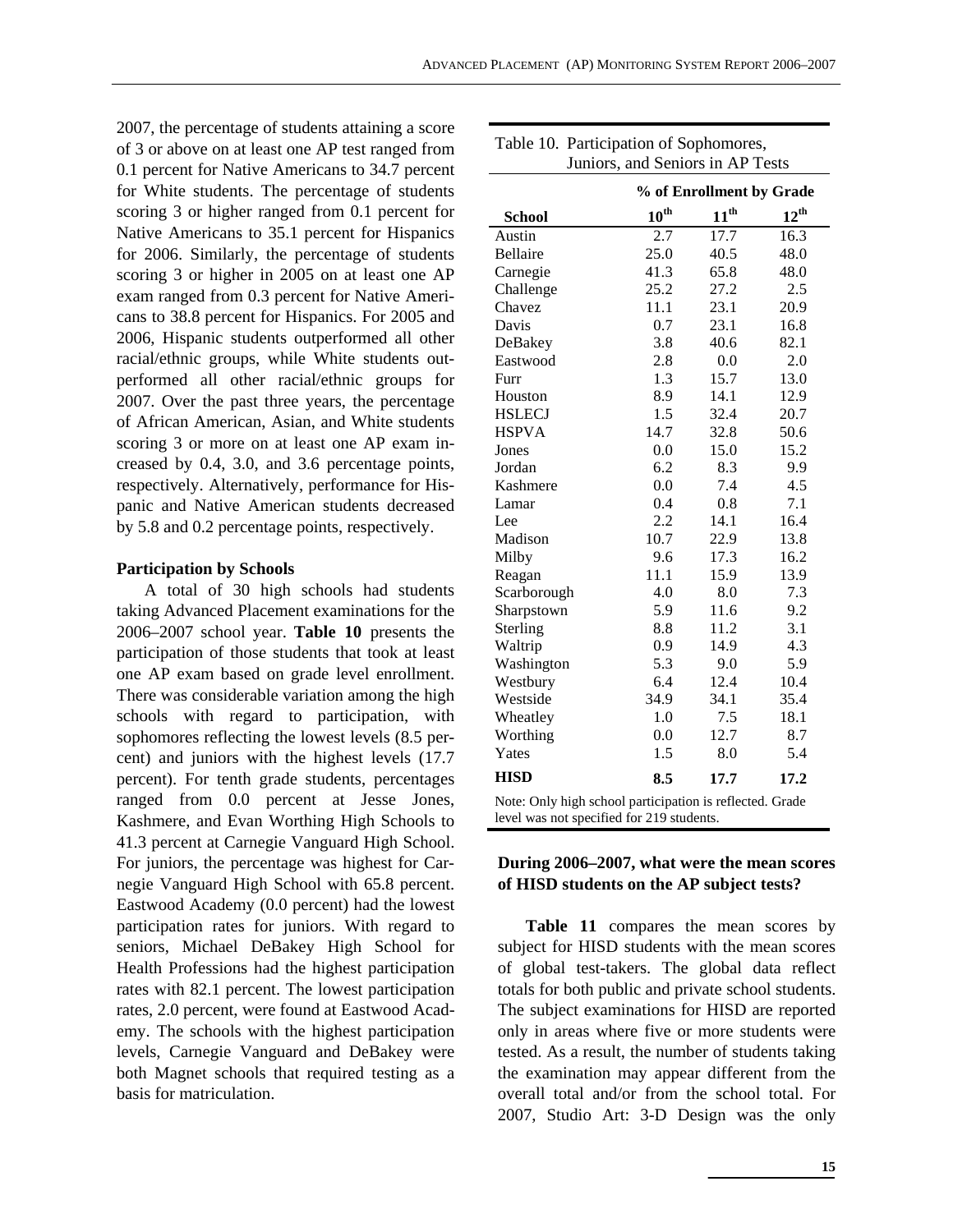2007, the percentage of students attaining a score of 3 or above on at least one AP test ranged from 0.1 percent for Native Americans to 34.7 percent for White students. The percentage of students scoring 3 or higher ranged from 0.1 percent for Native Americans to 35.1 percent for Hispanics for 2006. Similarly, the percentage of students scoring 3 or higher in 2005 on at least one AP exam ranged from 0.3 percent for Native Americans to 38.8 percent for Hispanics. For 2005 and 2006, Hispanic students outperformed all other racial/ethnic groups, while White students outperformed all other racial/ethnic groups for 2007. Over the past three years, the percentage of African American, Asian, and White students scoring 3 or more on at least one AP exam increased by 0.4, 3.0, and 3.6 percentage points, respectively. Alternatively, performance for Hispanic and Native American students decreased by 5.8 and 0.2 percentage points, respectively.

#### Participation by Schools

A total of 30 high schools had students taking Advanced Placement examinations for the 2006–2007 school year. **Table 10** presents the participation of those students that took at least one AP exam based on grade level enrollment. There was considerable variation among the high schools with regard to participation, with sophomores reflecting the lowest levels (8.5 percent) and juniors with the highest levels (17.7 percent). For tenth grade students, percentages ranged from 0.0 percent at Jesse Jones, Kashmere, and Evan Worthing High Schools to 41.3 percent at Carnegie Vanguard High School. For juniors, the percentage was highest for Carnegie Vanguard High School with 65.8 percent. Eastwood Academy (0.0 percent) had the lowest participation rates for juniors. With regard to seniors, Michael DeBakey High School for Health Professions had the highest participation rates with 82.1 percent. The lowest participation rates, 2.0 percent, were found at Eastwood Academy. The schools with the highest participation levels, Carnegie Vanguard and DeBakey were both Magnet schools that required testing as a basis for matriculation.

Table 10. Participation of Sophomores, Juniors, and Seniors in AP Tests

| School | % of Enrollment by Grade | | |
|---|---|---|---|
| | 10th | 11th | 12th |
| Austin | 2.7 | 17.7 | 16.3 |
| Bellaire | 25.0 | 40.5 | 48.0 |
| Carnegie | 41.3 | 65.8 | 48.0 |
| Challenge | 25.2 | 27.2 | 2.5 |
| Chavez | 11.1 | 23.1 | 20.9 |
| Davis | 0.7 | 23.1 | 16.8 |
| DeBakey | 3.8 | 40.6 | 82.1 |
| Eastwood | 2.8 | 0.0 | 2.0 |
| Furr | 1.3 | 15.7 | 13.0 |
| Houston | 8.9 | 14.1 | 12.9 |
| HSLECJ | 1.5 | 32.4 | 20.7 |
| HSPVA | 14.7 | 32.8 | 50.6 |
| Jones | 0.0 | 15.0 | 15.2 |
| Jordan | 6.2 | 8.3 | 9.9 |
| Kashmere | 0.0 | 7.4 | 4.5 |
| Lamar | 0.4 | 0.8 | 7.1 |
| Lee | 2.2 | 14.1 | 16.4 |
| Madison | 10.7 | 22.9 | 13.8 |
| Milby | 9.6 | 17.3 | 16.2 |
| Reagan | 11.1 | 15.9 | 13.9 |
| Scarborough | 4.0 | 8.0 | 7.3 |
| Sharpstown | 5.9 | 11.6 | 9.2 |
| Sterling | 8.8 | 11.2 | 3.1 |
| Waltrip | 0.9 | 14.9 | 4.3 |
| Washington | 5.3 | 9.0 | 5.9 |
| Westbury | 6.4 | 12.4 | 10.4 |
| Westside | 34.9 | 34.1 | 35.4 |
| Wheatley | 1.0 | 7.5 | 18.1 |
| Worthing | 0.0 | 12.7 | 8.7 |
| Yates | 1.5 | 8.0 | 5.4 |
| **HISD** | **8.5** | **17.7** | **17.2** |

Note: Only high school participation is reflected. Grade level was not specified for 219 students.

#### During 2006–2007, what were the mean scores of HISD students on the AP subject tests?

**Table 11** compares the mean scores by subject for HISD students with the mean scores of global test-takers. The global data reflect totals for both public and private school students. The subject examinations for HISD are reported only in areas where five or more students were tested. As a result, the number of students taking the examination may appear different from the overall total and/or from the school total. For 2007, Studio Art: 3-D Design was the only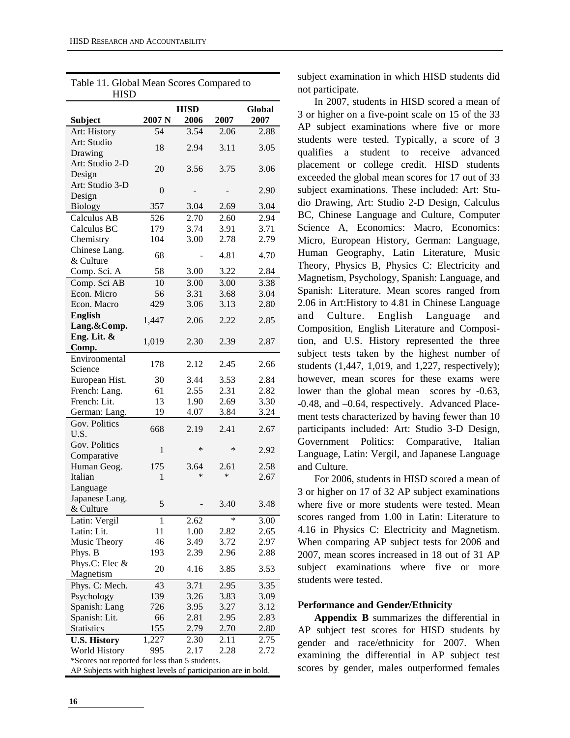Table 11. Global Mean Scores Compared to HISD

| Subject | 2007 N | HISD 2006 | HISD 2007 | Global 2007 |
|---|---|---|---|---|
| Art: History | 54 | 3.54 | 2.06 | 2.88 |
| Art: Studio Drawing | 18 | 2.94 | 3.11 | 3.05 |
| Art: Studio 2-D Design | 20 | 3.56 | 3.75 | 3.06 |
| Art: Studio 3-D Design | 0 | - | - | 2.90 |
| Biology | 357 | 3.04 | 2.69 | 3.04 |
| Calculus AB | 526 | 2.70 | 2.60 | 2.94 |
| Calculus BC | 179 | 3.74 | 3.91 | 3.71 |
| Chemistry | 104 | 3.00 | 2.78 | 2.79 |
| Chinese Lang. & Culture | 68 | - | 4.81 | 4.70 |
| Comp. Sci. A | 58 | 3.00 | 3.22 | 2.84 |
| Comp. Sci AB | 10 | 3.00 | 3.00 | 3.38 |
| Econ. Micro | 56 | 3.31 | 3.68 | 3.04 |
| Econ. Macro | 429 | 3.06 | 3.13 | 2.80 |
| **English Lang.&Comp.** | 1,447 | 2.06 | 2.22 | 2.85 |
| **Eng. Lit. & Comp.** | 1,019 | 2.30 | 2.39 | 2.87 |
| Environmental Science | 178 | 2.12 | 2.45 | 2.66 |
| European Hist. | 30 | 3.44 | 3.53 | 2.84 |
| French: Lang. | 61 | 2.55 | 2.31 | 2.82 |
| French: Lit. | 13 | 1.90 | 2.69 | 3.30 |
| German: Lang. | 19 | 4.07 | 3.84 | 3.24 |
| Gov. Politics U.S. | 668 | 2.19 | 2.41 | 2.67 |
| Gov. Politics Comparative | 1 | * | * | 2.92 |
| Human Geog. | 175 | 3.64 | 2.61 | 2.58 |
| Italian Language | 1 | * | * | 2.67 |
| Japanese Lang. & Culture | 5 | - | 3.40 | 3.48 |
| Latin: Vergil | 1 | 2.62 | * | 3.00 |
| Latin: Lit. | 11 | 1.00 | 2.82 | 2.65 |
| Music Theory | 46 | 3.49 | 3.72 | 2.97 |
| Phys. B | 193 | 2.39 | 2.96 | 2.88 |
| Phys.C: Elec & Magnetism | 20 | 4.16 | 3.85 | 3.53 |
| Phys. C: Mech. | 43 | 3.71 | 2.95 | 3.35 |
| Psychology | 139 | 3.26 | 3.83 | 3.09 |
| Spanish: Lang | 726 | 3.95 | 3.27 | 3.12 |
| Spanish: Lit. | 66 | 2.81 | 2.95 | 2.83 |
| Statistics | 155 | 2.79 | 2.70 | 2.80 |
| **U.S. History** | 1,227 | 2.30 | 2.11 | 2.75 |
| World History | 995 | 2.17 | 2.28 | 2.72 |

*Scores not reported for less than 5 students.
AP Subjects with highest levels of participation are in bold.

subject examination in which HISD students did not participate.

In 2007, students in HISD scored a mean of 3 or higher on a five-point scale on 15 of the 33 AP subject examinations where five or more students were tested. Typically, a score of 3 qualifies a student to receive advanced placement or college credit. HISD students exceeded the global mean scores for 17 out of 33 subject examinations. These included: Art: Studio Drawing, Art: Studio 2-D Design, Calculus BC, Chinese Language and Culture, Computer Science A, Economics: Macro, Economics: Micro, European History, German: Language, Human Geography, Latin Literature, Music Theory, Physics B, Physics C: Electricity and Magnetism, Psychology, Spanish: Language, and Spanish: Literature. Mean scores ranged from 2.06 in Art:History to 4.81 in Chinese Language and Culture. English Language and Composition, English Literature and Composition, and U.S. History represented the three subject tests taken by the highest number of students (1,447, 1,019, and 1,227, respectively); however, mean scores for these exams were lower than the global mean scores by -0.63, -0.48, and –0.64, respectively. Advanced Placement tests characterized by having fewer than 10 participants included: Art: Studio 3-D Design, Government Politics: Comparative, Italian Language, Latin: Vergil, and Japanese Language and Culture.

For 2006, students in HISD scored a mean of 3 or higher on 17 of 32 AP subject examinations where five or more students were tested. Mean scores ranged from 1.00 in Latin: Literature to 4.16 in Physics C: Electricity and Magnetism. When comparing AP subject tests for 2006 and 2007, mean scores increased in 18 out of 31 AP subject examinations where five or more students were tested.

**Performance and Gender/Ethnicity**

**Appendix B** summarizes the differential in AP subject test scores for HISD students by gender and race/ethnicity for 2007. When examining the differential in AP subject test scores by gender, males outperformed females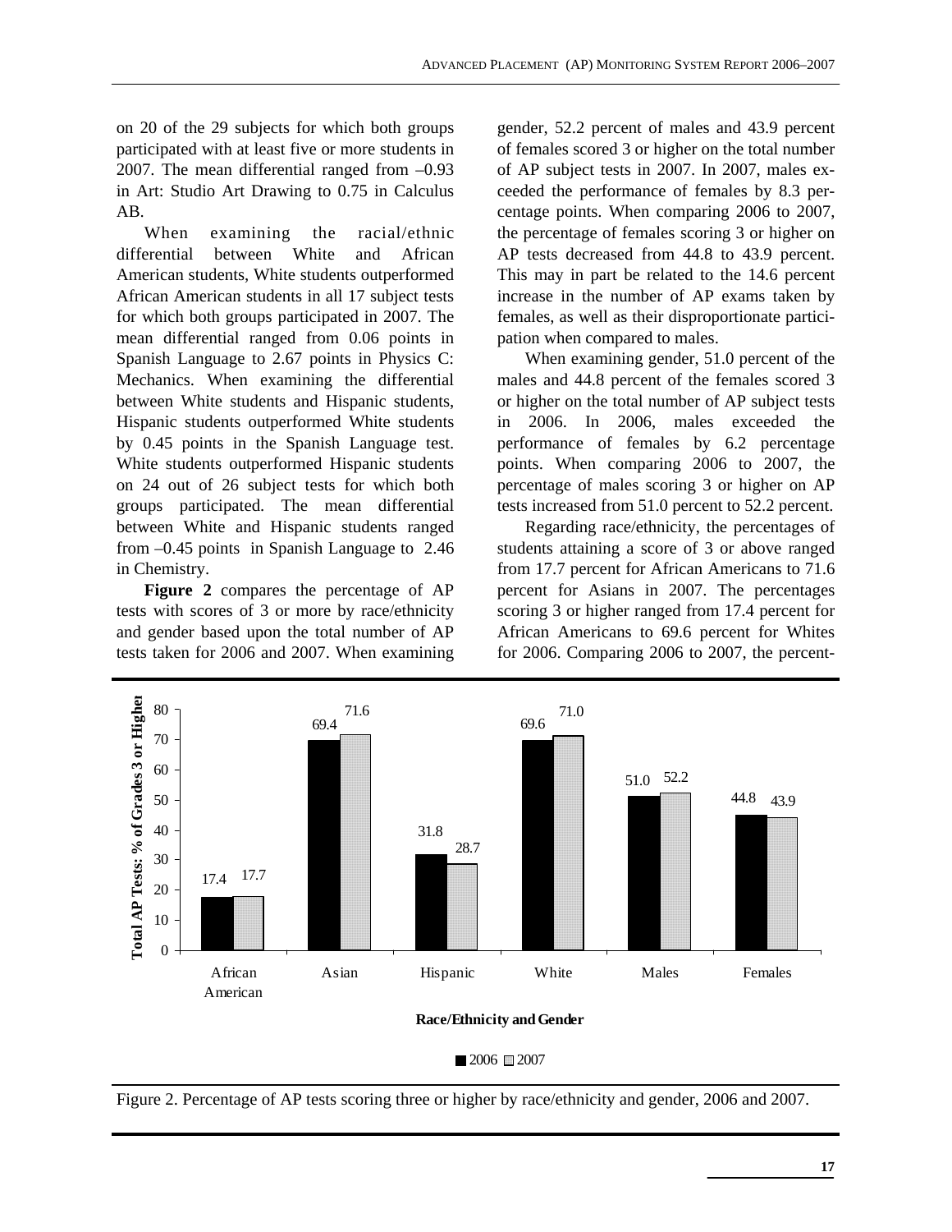on 20 of the 29 subjects for which both groups participated with at least five or more students in 2007. The mean differential ranged from –0.93 in Art: Studio Art Drawing to 0.75 in Calculus AB.

When examining the racial/ethnic differential between White and African American students, White students outperformed African American students in all 17 subject tests for which both groups participated in 2007. The mean differential ranged from 0.06 points in Spanish Language to 2.67 points in Physics C: Mechanics. When examining the differential between White students and Hispanic students, Hispanic students outperformed White students by 0.45 points in the Spanish Language test. White students outperformed Hispanic students on 24 out of 26 subject tests for which both groups participated. The mean differential between White and Hispanic students ranged from –0.45 points in Spanish Language to 2.46 in Chemistry.

**Figure 2** compares the percentage of AP tests with scores of 3 or more by race/ethnicity and gender based upon the total number of AP tests taken for 2006 and 2007. When examining gender, 52.2 percent of males and 43.9 percent of females scored 3 or higher on the total number of AP subject tests in 2007. In 2007, males exceeded the performance of females by 8.3 percentage points. When comparing 2006 to 2007, the percentage of females scoring 3 or higher on AP tests decreased from 44.8 to 43.9 percent. This may in part be related to the 14.6 percent increase in the number of AP exams taken by females, as well as their disproportionate participation when compared to males.

When examining gender, 51.0 percent of the males and 44.8 percent of the females scored 3 or higher on the total number of AP subject tests in 2006. In 2006, males exceeded the performance of females by 6.2 percentage points. When comparing 2006 to 2007, the percentage of males scoring 3 or higher on AP tests increased from 51.0 percent to 52.2 percent.

Regarding race/ethnicity, the percentages of students attaining a score of 3 or above ranged from 17.7 percent for African Americans to 71.6 percent for Asians in 2007. The percentages scoring 3 or higher ranged from 17.4 percent for African Americans to 69.6 percent for Whites for 2006. Comparing 2006 to 2007, the percent-

| Race/Ethnicity and Gender | 2006 | 2007 |
|---|---|---|
| African American | 17.4 | 17.7 |
| Asian | 69.4 | 71.6 |
| Hispanic | 31.8 | 28.7 |
| White | 69.6 | 71.0 |
| Males | 51.0 | 52.2 |
| Females | 44.8 | 43.9 |

Figure 2. Percentage of AP tests scoring three or higher by race/ethnicity and gender, 2006 and 2007.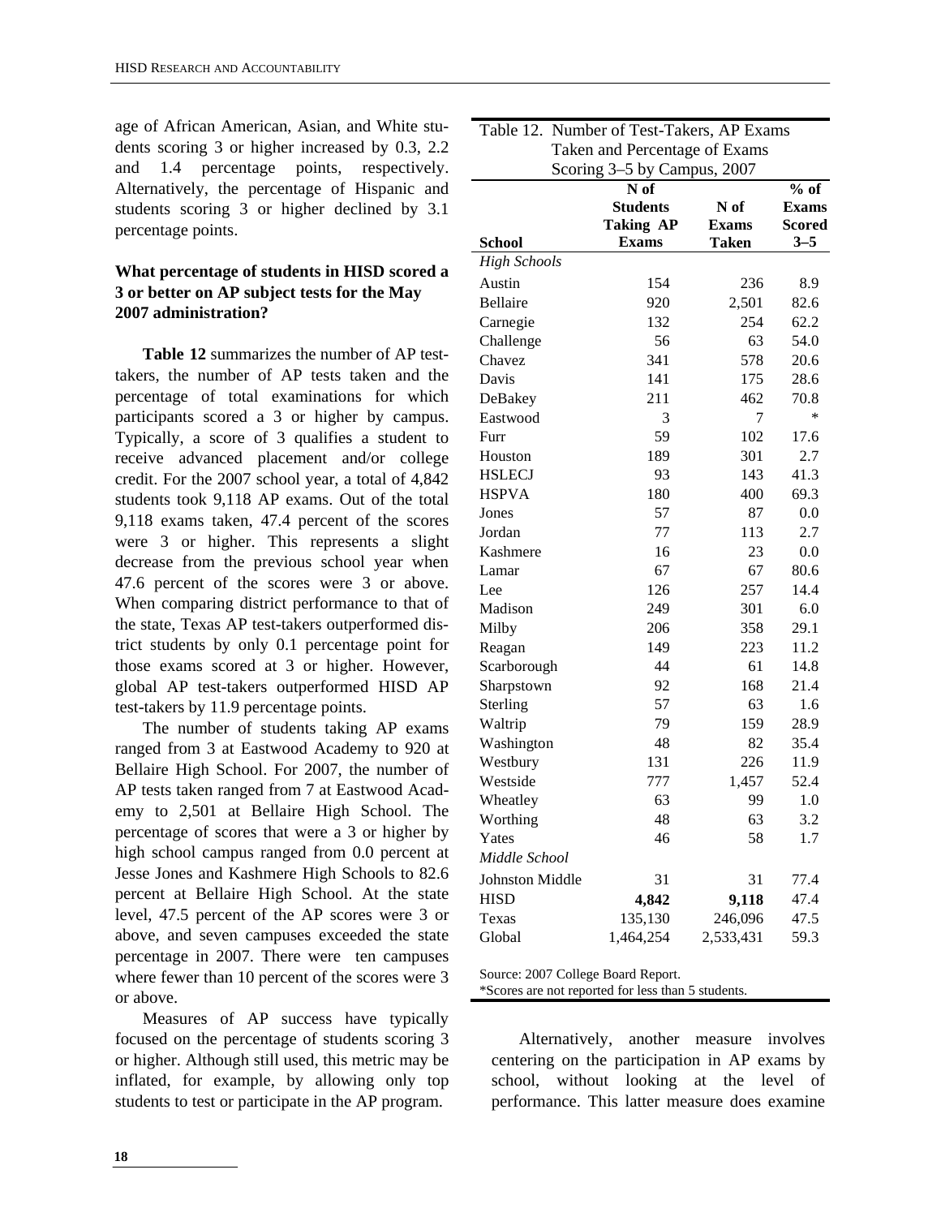age of African American, Asian, and White students scoring 3 or higher increased by 0.3, 2.2 and 1.4 percentage points, respectively. Alternatively, the percentage of Hispanic and students scoring 3 or higher declined by 3.1 percentage points.

**What percentage of students in HISD scored a 3 or better on AP subject tests for the May 2007 administration?**

**Table 12** summarizes the number of AP test-takers, the number of AP tests taken and the percentage of total examinations for which participants scored a 3 or higher by campus. Typically, a score of 3 qualifies a student to receive advanced placement and/or college credit. For the 2007 school year, a total of 4,842 students took 9,118 AP exams. Out of the total 9,118 exams taken, 47.4 percent of the scores were 3 or higher. This represents a slight decrease from the previous school year when 47.6 percent of the scores were 3 or above. When comparing district performance to that of the state, Texas AP test-takers outperformed district students by only 0.1 percentage point for those exams scored at 3 or higher. However, global AP test-takers outperformed HISD AP test-takers by 11.9 percentage points.

The number of students taking AP exams ranged from 3 at Eastwood Academy to 920 at Bellaire High School. For 2007, the number of AP tests taken ranged from 7 at Eastwood Academy to 2,501 at Bellaire High School. The percentage of scores that were a 3 or higher by high school campus ranged from 0.0 percent at Jesse Jones and Kashmere High Schools to 82.6 percent at Bellaire High School. At the state level, 47.5 percent of the AP scores were 3 or above, and seven campuses exceeded the state percentage in 2007. There were ten campuses where fewer than 10 percent of the scores were 3 or above.

Measures of AP success have typically focused on the percentage of students scoring 3 or higher. Although still used, this metric may be inflated, for example, by allowing only top students to test or participate in the AP program.

Table 12. Number of Test-Takers, AP Exams Taken and Percentage of Exams Scoring 3–5 by Campus, 2007

| School | N of Students Taking AP Exams | N of Exams Taken | % of Exams Scored 3–5 |
|---|---|---|---|
| *High Schools* | | | |
| Austin | 154 | 236 | 8.9 |
| Bellaire | 920 | 2,501 | 82.6 |
| Carnegie | 132 | 254 | 62.2 |
| Challenge | 56 | 63 | 54.0 |
| Chavez | 341 | 578 | 20.6 |
| Davis | 141 | 175 | 28.6 |
| DeBakey | 211 | 462 | 70.8 |
| Eastwood | 3 | 7 | * |
| Furr | 59 | 102 | 17.6 |
| Houston | 189 | 301 | 2.7 |
| HSLECJ | 93 | 143 | 41.3 |
| HSPVA | 180 | 400 | 69.3 |
| Jones | 57 | 87 | 0.0 |
| Jordan | 77 | 113 | 2.7 |
| Kashmere | 16 | 23 | 0.0 |
| Lamar | 67 | 67 | 80.6 |
| Lee | 126 | 257 | 14.4 |
| Madison | 249 | 301 | 6.0 |
| Milby | 206 | 358 | 29.1 |
| Reagan | 149 | 223 | 11.2 |
| Scarborough | 44 | 61 | 14.8 |
| Sharpstown | 92 | 168 | 21.4 |
| Sterling | 57 | 63 | 1.6 |
| Waltrip | 79 | 159 | 28.9 |
| Washington | 48 | 82 | 35.4 |
| Westbury | 131 | 226 | 11.9 |
| Westside | 777 | 1,457 | 52.4 |
| Wheatley | 63 | 99 | 1.0 |
| Worthing | 48 | 63 | 3.2 |
| Yates | 46 | 58 | 1.7 |
| *Middle School* | | | |
| Johnston Middle | 31 | 31 | 77.4 |
| HISD | **4,842** | **9,118** | 47.4 |
| Texas | 135,130 | 246,096 | 47.5 |
| Global | 1,464,254 | 2,533,431 | 59.3 |

Source: 2007 College Board Report.
*Scores are not reported for less than 5 students.

Alternatively, another measure involves centering on the participation in AP exams by school, without looking at the level of performance. This latter measure does examine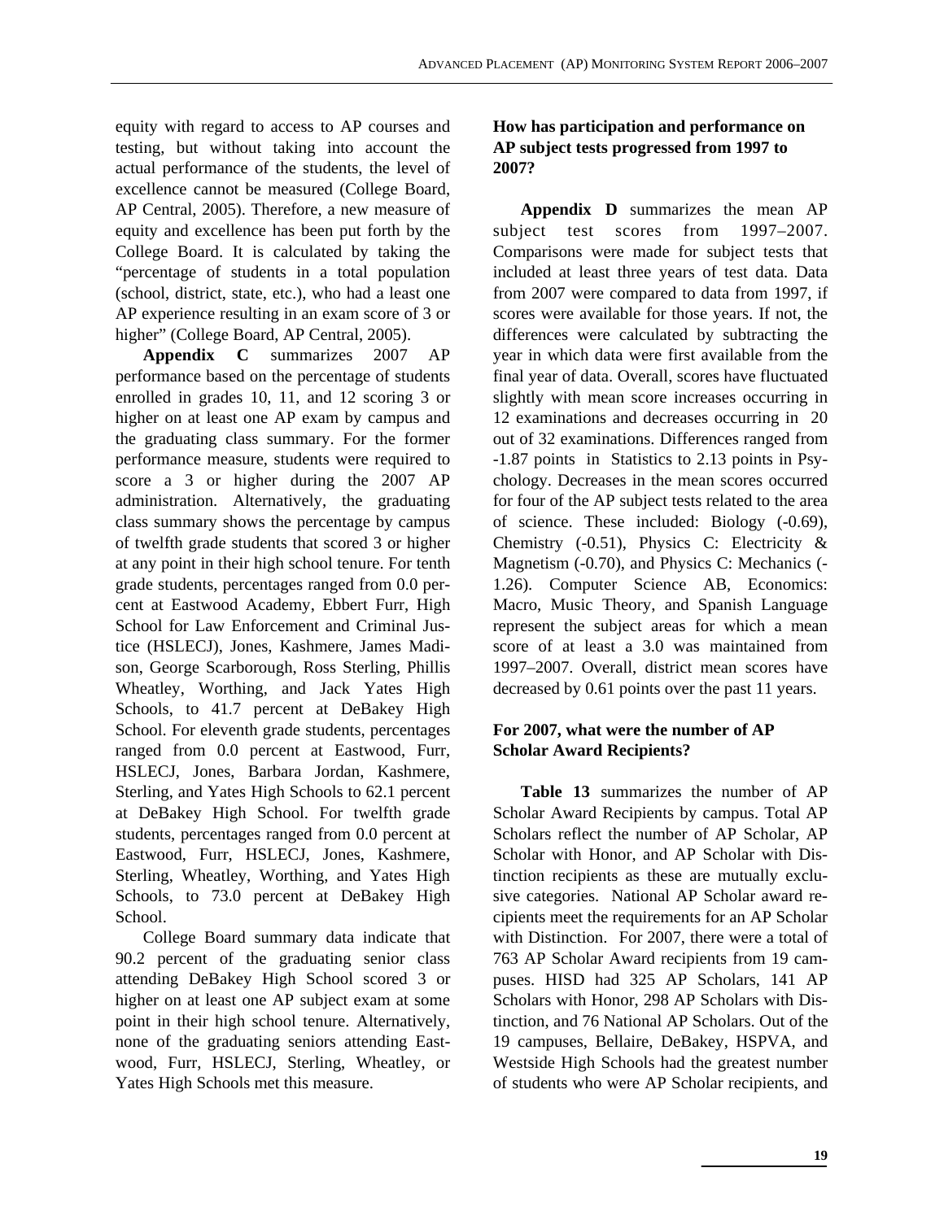equity with regard to access to AP courses and testing, but without taking into account the actual performance of the students, the level of excellence cannot be measured (College Board, AP Central, 2005). Therefore, a new measure of equity and excellence has been put forth by the College Board. It is calculated by taking the "percentage of students in a total population (school, district, state, etc.), who had a least one AP experience resulting in an exam score of 3 or higher" (College Board, AP Central, 2005).

**Appendix C** summarizes 2007 AP performance based on the percentage of students enrolled in grades 10, 11, and 12 scoring 3 or higher on at least one AP exam by campus and the graduating class summary. For the former performance measure, students were required to score a 3 or higher during the 2007 AP administration. Alternatively, the graduating class summary shows the percentage by campus of twelfth grade students that scored 3 or higher at any point in their high school tenure. For tenth grade students, percentages ranged from 0.0 percent at Eastwood Academy, Ebbert Furr, High School for Law Enforcement and Criminal Justice (HSLECJ), Jones, Kashmere, James Madison, George Scarborough, Ross Sterling, Phillis Wheatley, Worthing, and Jack Yates High Schools, to 41.7 percent at DeBakey High School. For eleventh grade students, percentages ranged from 0.0 percent at Eastwood, Furr, HSLECJ, Jones, Barbara Jordan, Kashmere, Sterling, and Yates High Schools to 62.1 percent at DeBakey High School. For twelfth grade students, percentages ranged from 0.0 percent at Eastwood, Furr, HSLECJ, Jones, Kashmere, Sterling, Wheatley, Worthing, and Yates High Schools, to 73.0 percent at DeBakey High School.

College Board summary data indicate that 90.2 percent of the graduating senior class attending DeBakey High School scored 3 or higher on at least one AP subject exam at some point in their high school tenure. Alternatively, none of the graduating seniors attending Eastwood, Furr, HSLECJ, Sterling, Wheatley, or Yates High Schools met this measure.

### How has participation and performance on AP subject tests progressed from 1997 to 2007?

**Appendix D** summarizes the mean AP subject test scores from 1997–2007. Comparisons were made for subject tests that included at least three years of test data. Data from 2007 were compared to data from 1997, if scores were available for those years. If not, the differences were calculated by subtracting the year in which data were first available from the final year of data. Overall, scores have fluctuated slightly with mean score increases occurring in 12 examinations and decreases occurring in 20 out of 32 examinations. Differences ranged from -1.87 points in Statistics to 2.13 points in Psychology. Decreases in the mean scores occurred for four of the AP subject tests related to the area of science. These included: Biology (-0.69), Chemistry (-0.51), Physics C: Electricity & Magnetism (-0.70), and Physics C: Mechanics (-1.26). Computer Science AB, Economics: Macro, Music Theory, and Spanish Language represent the subject areas for which a mean score of at least a 3.0 was maintained from 1997–2007. Overall, district mean scores have decreased by 0.61 points over the past 11 years.

### For 2007, what were the number of AP Scholar Award Recipients?

**Table 13** summarizes the number of AP Scholar Award Recipients by campus. Total AP Scholars reflect the number of AP Scholar, AP Scholar with Honor, and AP Scholar with Distinction recipients as these are mutually exclusive categories. National AP Scholar award recipients meet the requirements for an AP Scholar with Distinction. For 2007, there were a total of 763 AP Scholar Award recipients from 19 campuses. HISD had 325 AP Scholars, 141 AP Scholars with Honor, 298 AP Scholars with Distinction, and 76 National AP Scholars. Out of the 19 campuses, Bellaire, DeBakey, HSPVA, and Westside High Schools had the greatest number of students who were AP Scholar recipients, and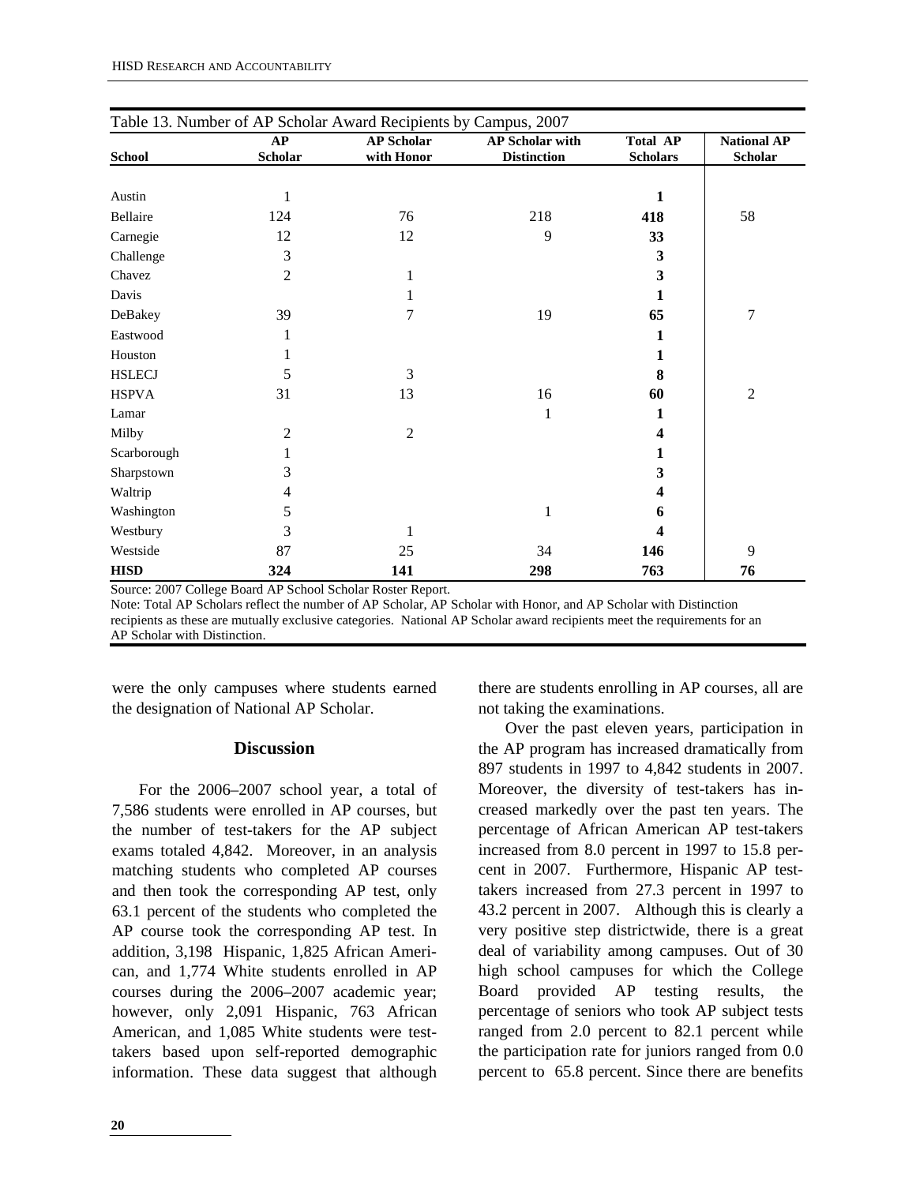Table 13. Number of AP Scholar Award Recipients by Campus, 2007

| School | AP Scholar | AP Scholar with Honor | AP Scholar with Distinction | Total AP Scholars | National AP Scholar |
|---|---|---|---|---|---|
| Austin | 1 | | | **1** | |
| Bellaire | 124 | 76 | 218 | **418** | 58 |
| Carnegie | 12 | 12 | 9 | **33** | |
| Challenge | 3 | | | **3** | |
| Chavez | 2 | 1 | | **3** | |
| Davis | | 1 | | **1** | |
| DeBakey | 39 | 7 | 19 | **65** | 7 |
| Eastwood | 1 | | | **1** | |
| Houston | 1 | | | **1** | |
| HSLECJ | 5 | 3 | | **8** | |
| HSPVA | 31 | 13 | 16 | **60** | 2 |
| Lamar | | | 1 | **1** | |
| Milby | 2 | 2 | | **4** | |
| Scarborough | 1 | | | **1** | |
| Sharpstown | 3 | | | **3** | |
| Waltrip | 4 | | | **4** | |
| Washington | 5 | | 1 | **6** | |
| Westbury | 3 | 1 | | **4** | |
| Westside | 87 | 25 | 34 | **146** | 9 |
| **HISD** | **324** | **141** | **298** | **763** | **76** |

Source: 2007 College Board AP School Scholar Roster Report.
Note: Total AP Scholars reflect the number of AP Scholar, AP Scholar with Honor, and AP Scholar with Distinction recipients as these are mutually exclusive categories. National AP Scholar award recipients meet the requirements for an AP Scholar with Distinction.

were the only campuses where students earned the designation of National AP Scholar.

## Discussion

For the 2006–2007 school year, a total of 7,586 students were enrolled in AP courses, but the number of test-takers for the AP subject exams totaled 4,842. Moreover, in an analysis matching students who completed AP courses and then took the corresponding AP test, only 63.1 percent of the students who completed the AP course took the corresponding AP test. In addition, 3,198 Hispanic, 1,825 African American, and 1,774 White students enrolled in AP courses during the 2006–2007 academic year; however, only 2,091 Hispanic, 763 African American, and 1,085 White students were test-takers based upon self-reported demographic information. These data suggest that although there are students enrolling in AP courses, all are not taking the examinations.

Over the past eleven years, participation in the AP program has increased dramatically from 897 students in 1997 to 4,842 students in 2007. Moreover, the diversity of test-takers has increased markedly over the past ten years. The percentage of African American AP test-takers increased from 8.0 percent in 1997 to 15.8 percent in 2007. Furthermore, Hispanic AP test-takers increased from 27.3 percent in 1997 to 43.2 percent in 2007. Although this is clearly a very positive step districtwide, there is a great deal of variability among campuses. Out of 30 high school campuses for which the College Board provided AP testing results, the percentage of seniors who took AP subject tests ranged from 2.0 percent to 82.1 percent while the participation rate for juniors ranged from 0.0 percent to 65.8 percent. Since there are benefits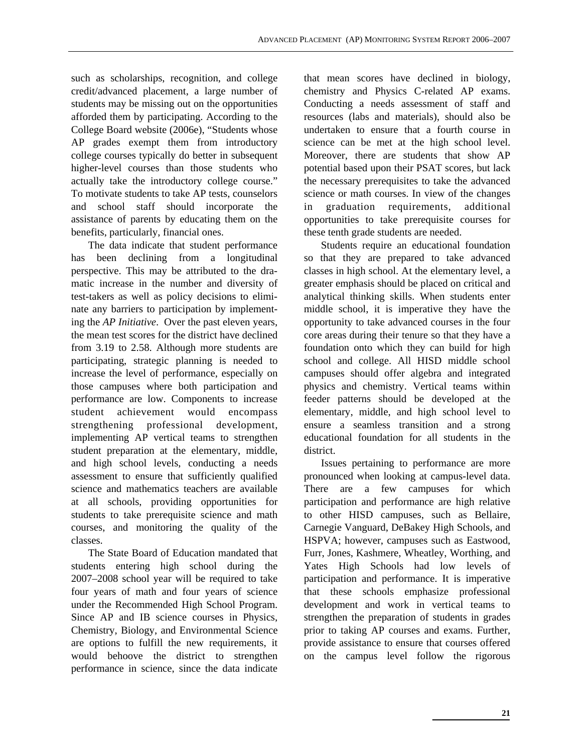such as scholarships, recognition, and college credit/advanced placement, a large number of students may be missing out on the opportunities afforded them by participating. According to the College Board website (2006e), "Students whose AP grades exempt them from introductory college courses typically do better in subsequent higher-level courses than those students who actually take the introductory college course." To motivate students to take AP tests, counselors and school staff should incorporate the assistance of parents by educating them on the benefits, particularly, financial ones.

The data indicate that student performance has been declining from a longitudinal perspective. This may be attributed to the dramatic increase in the number and diversity of test-takers as well as policy decisions to eliminate any barriers to participation by implementing the *AP Initiative*. Over the past eleven years, the mean test scores for the district have declined from 3.19 to 2.58. Although more students are participating, strategic planning is needed to increase the level of performance, especially on those campuses where both participation and performance are low. Components to increase student achievement would encompass strengthening professional development, implementing AP vertical teams to strengthen student preparation at the elementary, middle, and high school levels, conducting a needs assessment to ensure that sufficiently qualified science and mathematics teachers are available at all schools, providing opportunities for students to take prerequisite science and math courses, and monitoring the quality of the classes.

The State Board of Education mandated that students entering high school during the 2007–2008 school year will be required to take four years of math and four years of science under the Recommended High School Program. Since AP and IB science courses in Physics, Chemistry, Biology, and Environmental Science are options to fulfill the new requirements, it would behoove the district to strengthen performance in science, since the data indicate that mean scores have declined in biology, chemistry and Physics C-related AP exams. Conducting a needs assessment of staff and resources (labs and materials), should also be undertaken to ensure that a fourth course in science can be met at the high school level. Moreover, there are students that show AP potential based upon their PSAT scores, but lack the necessary prerequisites to take the advanced science or math courses. In view of the changes in graduation requirements, additional opportunities to take prerequisite courses for these tenth grade students are needed.

Students require an educational foundation so that they are prepared to take advanced classes in high school. At the elementary level, a greater emphasis should be placed on critical and analytical thinking skills. When students enter middle school, it is imperative they have the opportunity to take advanced courses in the four core areas during their tenure so that they have a foundation onto which they can build for high school and college. All HISD middle school campuses should offer algebra and integrated physics and chemistry. Vertical teams within feeder patterns should be developed at the elementary, middle, and high school level to ensure a seamless transition and a strong educational foundation for all students in the district.

Issues pertaining to performance are more pronounced when looking at campus-level data. There are a few campuses for which participation and performance are high relative to other HISD campuses, such as Bellaire, Carnegie Vanguard, DeBakey High Schools, and HSPVA; however, campuses such as Eastwood, Furr, Jones, Kashmere, Wheatley, Worthing, and Yates High Schools had low levels of participation and performance. It is imperative that these schools emphasize professional development and work in vertical teams to strengthen the preparation of students in grades prior to taking AP courses and exams. Further, provide assistance to ensure that courses offered on the campus level follow the rigorous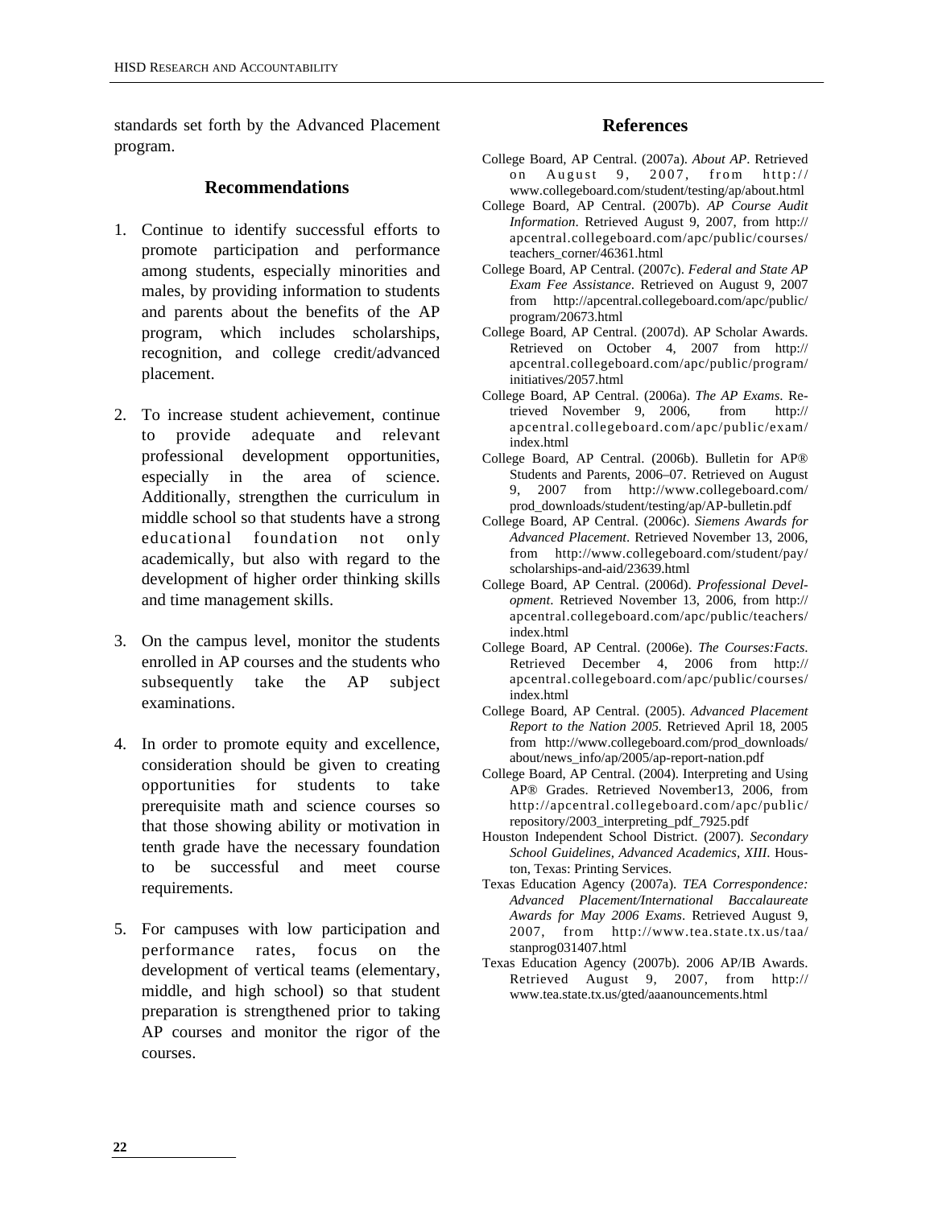standards set forth by the Advanced Placement program.

## Recommendations

1. Continue to identify successful efforts to promote participation and performance among students, especially minorities and males, by providing information to students and parents about the benefits of the AP program, which includes scholarships, recognition, and college credit/advanced placement.

2. To increase student achievement, continue to provide adequate and relevant professional development opportunities, especially in the area of science. Additionally, strengthen the curriculum in middle school so that students have a strong educational foundation not only academically, but also with regard to the development of higher order thinking skills and time management skills.

3. On the campus level, monitor the students enrolled in AP courses and the students who subsequently take the AP subject examinations.

4. In order to promote equity and excellence, consideration should be given to creating opportunities for students to take prerequisite math and science courses so that those showing ability or motivation in tenth grade have the necessary foundation to be successful and meet course requirements.

5. For campuses with low participation and performance rates, focus on the development of vertical teams (elementary, middle, and high school) so that student preparation is strengthened prior to taking AP courses and monitor the rigor of the courses.

## References

College Board, AP Central. (2007a). *About AP*. Retrieved on August 9, 2007, from http://www.collegeboard.com/student/testing/ap/about.html

College Board, AP Central. (2007b). *AP Course Audit Information*. Retrieved August 9, 2007, from http://apcentral.collegeboard.com/apc/public/courses/teachers_corner/46361.html

College Board, AP Central. (2007c). *Federal and State AP Exam Fee Assistance*. Retrieved on August 9, 2007 from http://apcentral.collegeboard.com/apc/public/program/20673.html

College Board, AP Central. (2007d). AP Scholar Awards. Retrieved on October 4, 2007 from http://apcentral.collegeboard.com/apc/public/program/initiatives/2057.html

College Board, AP Central. (2006a). *The AP Exams*. Retrieved November 9, 2006, from http://apcentral.collegeboard.com/apc/public/exam/index.html

College Board, AP Central. (2006b). Bulletin for AP® Students and Parents, 2006–07. Retrieved on August 9, 2007 from http://www.collegeboard.com/prod_downloads/student/testing/ap/AP-bulletin.pdf

College Board, AP Central. (2006c). *Siemens Awards for Advanced Placement*. Retrieved November 13, 2006, from http://www.collegeboard.com/student/pay/scholarships-and-aid/23639.html

College Board, AP Central. (2006d). *Professional Development*. Retrieved November 13, 2006, from http://apcentral.collegeboard.com/apc/public/teachers/index.html

College Board, AP Central. (2006e). *The Courses:Facts*. Retrieved December 4, 2006 from http://apcentral.collegeboard.com/apc/public/courses/index.html

College Board, AP Central. (2005). *Advanced Placement Report to the Nation 2005*. Retrieved April 18, 2005 from http://www.collegeboard.com/prod_downloads/about/news_info/ap/2005/ap-report-nation.pdf

College Board, AP Central. (2004). Interpreting and Using AP® Grades. Retrieved November13, 2006, from http://apcentral.collegeboard.com/apc/public/repository/2003_interpreting_pdf_7925.pdf

Houston Independent School District. (2007). *Secondary School Guidelines, Advanced Academics, XIII*. Houston, Texas: Printing Services.

Texas Education Agency (2007a). *TEA Correspondence: Advanced Placement/International Baccalaureate Awards for May 2006 Exams*. Retrieved August 9, 2007, from http://www.tea.state.tx.us/taa/stanprog031407.html

Texas Education Agency (2007b). 2006 AP/IB Awards. Retrieved August 9, 2007, from http://www.tea.state.tx.us/gted/aaanouncements.html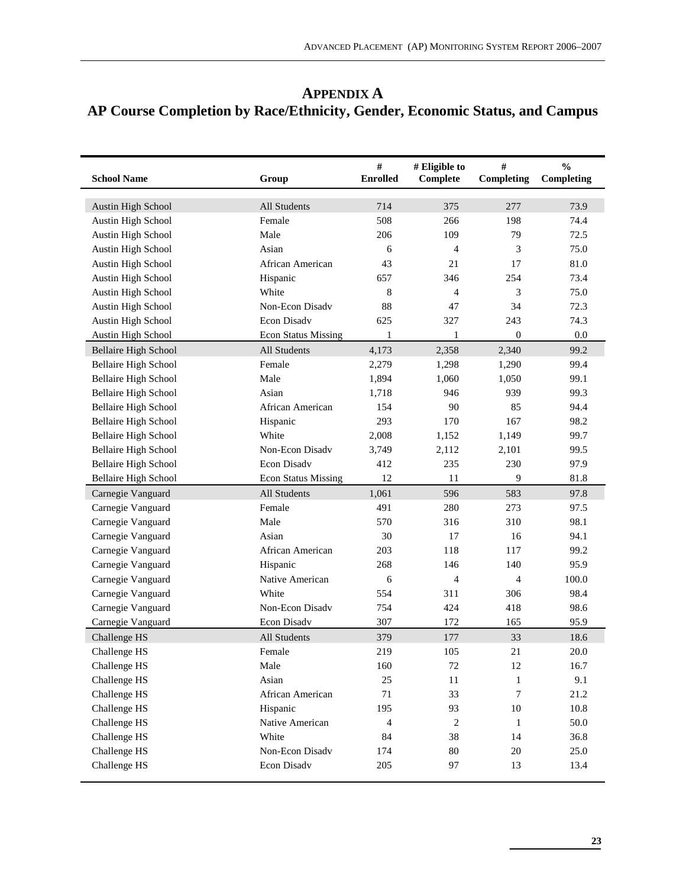# APPENDIX A

## AP Course Completion by Race/Ethnicity, Gender, Economic Status, and Campus

| School Name | Group | # Enrolled | # Eligible to Complete | # Completing | % Completing |
|---|---|---|---|---|---|
| Austin High School | All Students | 714 | 375 | 277 | 73.9 |
| Austin High School | Female | 508 | 266 | 198 | 74.4 |
| Austin High School | Male | 206 | 109 | 79 | 72.5 |
| Austin High School | Asian | 6 | 4 | 3 | 75.0 |
| Austin High School | African American | 43 | 21 | 17 | 81.0 |
| Austin High School | Hispanic | 657 | 346 | 254 | 73.4 |
| Austin High School | White | 8 | 4 | 3 | 75.0 |
| Austin High School | Non-Econ Disadv | 88 | 47 | 34 | 72.3 |
| Austin High School | Econ Disadv | 625 | 327 | 243 | 74.3 |
| Austin High School | Econ Status Missing | 1 | 1 | 0 | 0.0 |
| Bellaire High School | All Students | 4,173 | 2,358 | 2,340 | 99.2 |
| Bellaire High School | Female | 2,279 | 1,298 | 1,290 | 99.4 |
| Bellaire High School | Male | 1,894 | 1,060 | 1,050 | 99.1 |
| Bellaire High School | Asian | 1,718 | 946 | 939 | 99.3 |
| Bellaire High School | African American | 154 | 90 | 85 | 94.4 |
| Bellaire High School | Hispanic | 293 | 170 | 167 | 98.2 |
| Bellaire High School | White | 2,008 | 1,152 | 1,149 | 99.7 |
| Bellaire High School | Non-Econ Disadv | 3,749 | 2,112 | 2,101 | 99.5 |
| Bellaire High School | Econ Disadv | 412 | 235 | 230 | 97.9 |
| Bellaire High School | Econ Status Missing | 12 | 11 | 9 | 81.8 |
| Carnegie Vanguard | All Students | 1,061 | 596 | 583 | 97.8 |
| Carnegie Vanguard | Female | 491 | 280 | 273 | 97.5 |
| Carnegie Vanguard | Male | 570 | 316 | 310 | 98.1 |
| Carnegie Vanguard | Asian | 30 | 17 | 16 | 94.1 |
| Carnegie Vanguard | African American | 203 | 118 | 117 | 99.2 |
| Carnegie Vanguard | Hispanic | 268 | 146 | 140 | 95.9 |
| Carnegie Vanguard | Native American | 6 | 4 | 4 | 100.0 |
| Carnegie Vanguard | White | 554 | 311 | 306 | 98.4 |
| Carnegie Vanguard | Non-Econ Disadv | 754 | 424 | 418 | 98.6 |
| Carnegie Vanguard | Econ Disadv | 307 | 172 | 165 | 95.9 |
| Challenge HS | All Students | 379 | 177 | 33 | 18.6 |
| Challenge HS | Female | 219 | 105 | 21 | 20.0 |
| Challenge HS | Male | 160 | 72 | 12 | 16.7 |
| Challenge HS | Asian | 25 | 11 | 1 | 9.1 |
| Challenge HS | African American | 71 | 33 | 7 | 21.2 |
| Challenge HS | Hispanic | 195 | 93 | 10 | 10.8 |
| Challenge HS | Native American | 4 | 2 | 1 | 50.0 |
| Challenge HS | White | 84 | 38 | 14 | 36.8 |
| Challenge HS | Non-Econ Disadv | 174 | 80 | 20 | 25.0 |
| Challenge HS | Econ Disadv | 205 | 97 | 13 | 13.4 |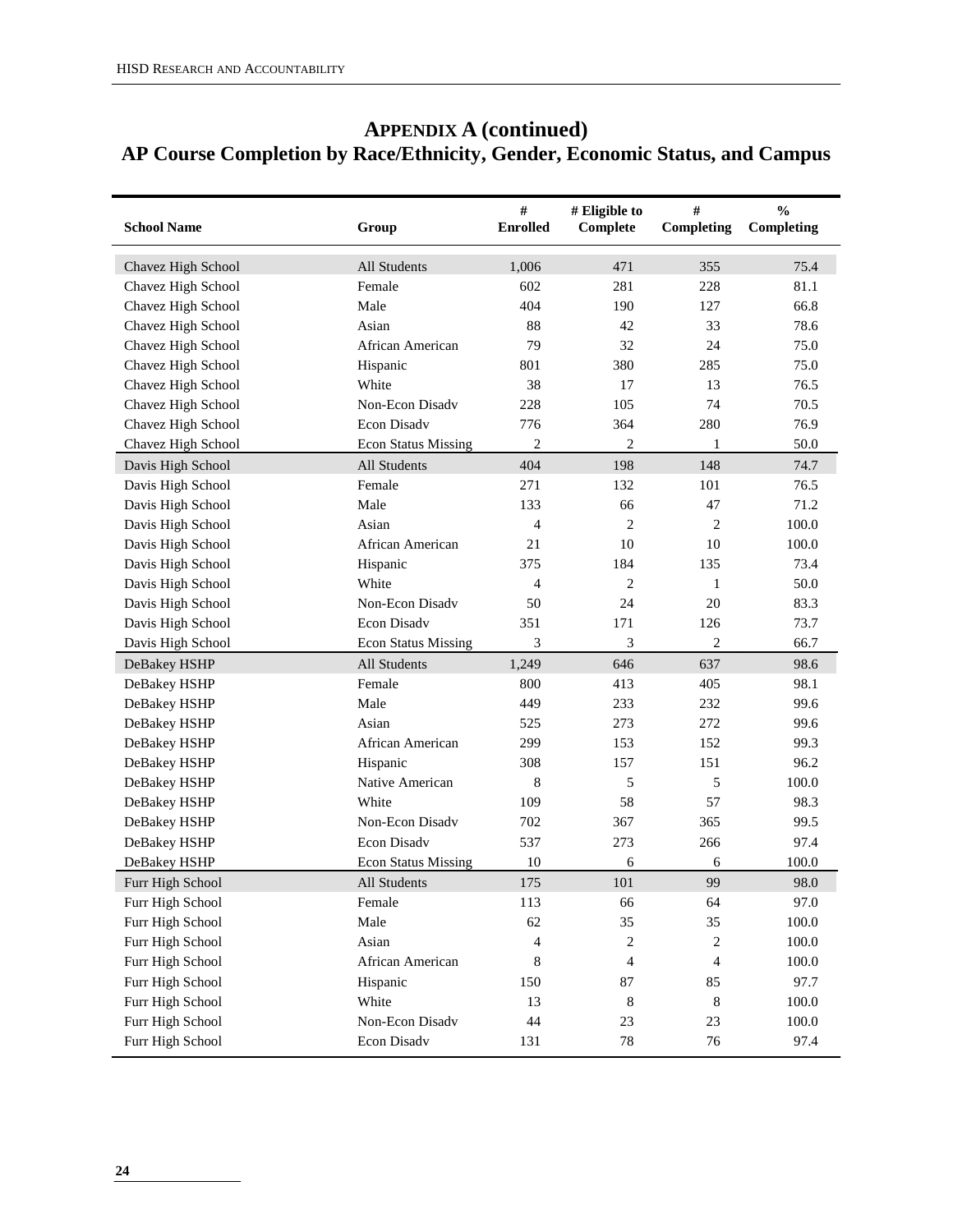# APPENDIX A (continued)
## AP Course Completion by Race/Ethnicity, Gender, Economic Status, and Campus

| School Name | Group | # Enrolled | # Eligible to Complete | # Completing | % Completing |
|---|---|---|---|---|---|
| Chavez High School | All Students | 1,006 | 471 | 355 | 75.4 |
| Chavez High School | Female | 602 | 281 | 228 | 81.1 |
| Chavez High School | Male | 404 | 190 | 127 | 66.8 |
| Chavez High School | Asian | 88 | 42 | 33 | 78.6 |
| Chavez High School | African American | 79 | 32 | 24 | 75.0 |
| Chavez High School | Hispanic | 801 | 380 | 285 | 75.0 |
| Chavez High School | White | 38 | 17 | 13 | 76.5 |
| Chavez High School | Non-Econ Disadv | 228 | 105 | 74 | 70.5 |
| Chavez High School | Econ Disadv | 776 | 364 | 280 | 76.9 |
| Chavez High School | Econ Status Missing | 2 | 2 | 1 | 50.0 |
| Davis High School | All Students | 404 | 198 | 148 | 74.7 |
| Davis High School | Female | 271 | 132 | 101 | 76.5 |
| Davis High School | Male | 133 | 66 | 47 | 71.2 |
| Davis High School | Asian | 4 | 2 | 2 | 100.0 |
| Davis High School | African American | 21 | 10 | 10 | 100.0 |
| Davis High School | Hispanic | 375 | 184 | 135 | 73.4 |
| Davis High School | White | 4 | 2 | 1 | 50.0 |
| Davis High School | Non-Econ Disadv | 50 | 24 | 20 | 83.3 |
| Davis High School | Econ Disadv | 351 | 171 | 126 | 73.7 |
| Davis High School | Econ Status Missing | 3 | 3 | 2 | 66.7 |
| DeBakey HSHP | All Students | 1,249 | 646 | 637 | 98.6 |
| DeBakey HSHP | Female | 800 | 413 | 405 | 98.1 |
| DeBakey HSHP | Male | 449 | 233 | 232 | 99.6 |
| DeBakey HSHP | Asian | 525 | 273 | 272 | 99.6 |
| DeBakey HSHP | African American | 299 | 153 | 152 | 99.3 |
| DeBakey HSHP | Hispanic | 308 | 157 | 151 | 96.2 |
| DeBakey HSHP | Native American | 8 | 5 | 5 | 100.0 |
| DeBakey HSHP | White | 109 | 58 | 57 | 98.3 |
| DeBakey HSHP | Non-Econ Disadv | 702 | 367 | 365 | 99.5 |
| DeBakey HSHP | Econ Disadv | 537 | 273 | 266 | 97.4 |
| DeBakey HSHP | Econ Status Missing | 10 | 6 | 6 | 100.0 |
| Furr High School | All Students | 175 | 101 | 99 | 98.0 |
| Furr High School | Female | 113 | 66 | 64 | 97.0 |
| Furr High School | Male | 62 | 35 | 35 | 100.0 |
| Furr High School | Asian | 4 | 2 | 2 | 100.0 |
| Furr High School | African American | 8 | 4 | 4 | 100.0 |
| Furr High School | Hispanic | 150 | 87 | 85 | 97.7 |
| Furr High School | White | 13 | 8 | 8 | 100.0 |
| Furr High School | Non-Econ Disadv | 44 | 23 | 23 | 100.0 |
| Furr High School | Econ Disadv | 131 | 78 | 76 | 97.4 |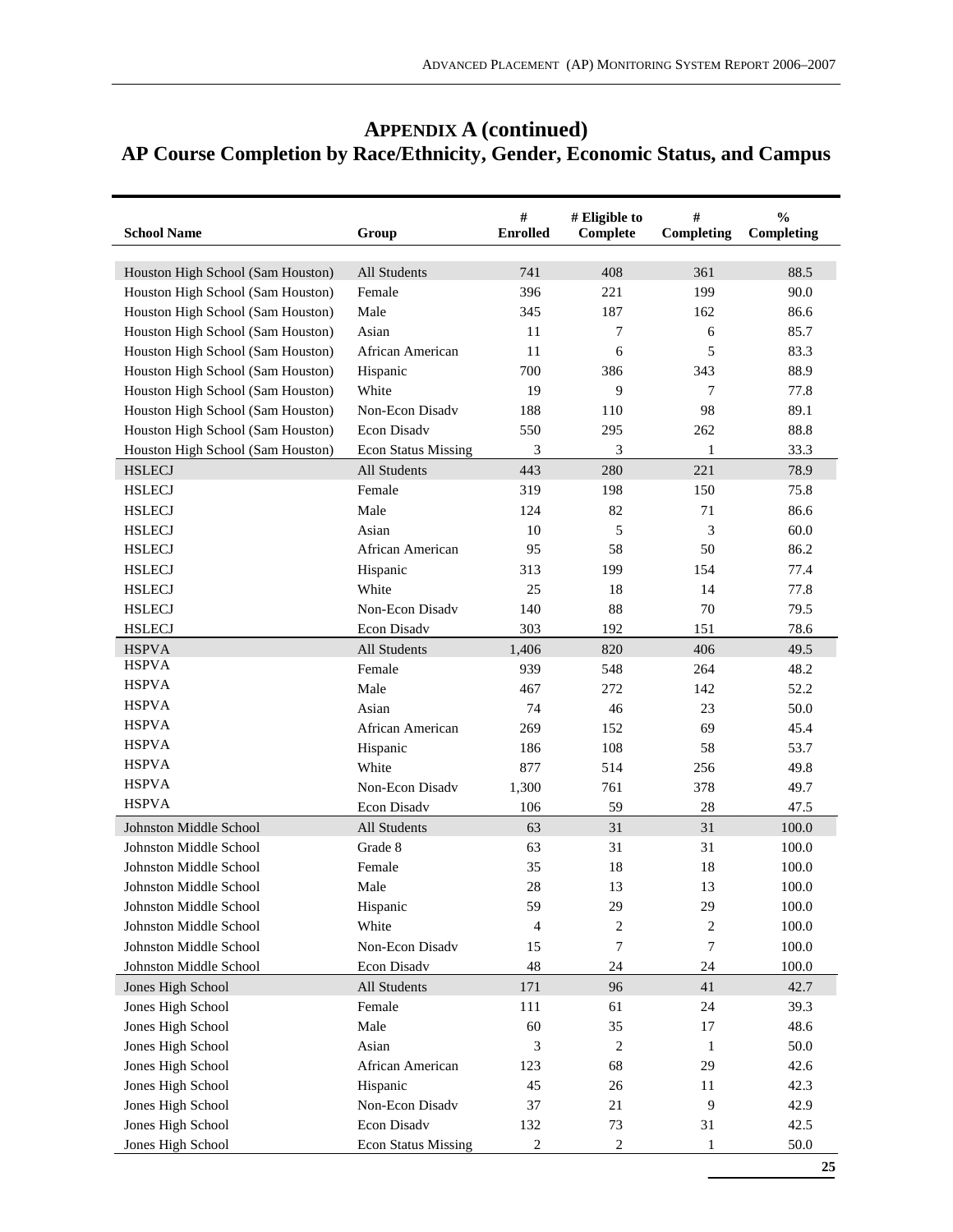# APPENDIX A (continued)
## AP Course Completion by Race/Ethnicity, Gender, Economic Status, and Campus

| School Name | Group | # Enrolled | # Eligible to Complete | # Completing | % Completing |
|---|---|---|---|---|---|
| Houston High School (Sam Houston) | All Students | 741 | 408 | 361 | 88.5 |
| Houston High School (Sam Houston) | Female | 396 | 221 | 199 | 90.0 |
| Houston High School (Sam Houston) | Male | 345 | 187 | 162 | 86.6 |
| Houston High School (Sam Houston) | Asian | 11 | 7 | 6 | 85.7 |
| Houston High School (Sam Houston) | African American | 11 | 6 | 5 | 83.3 |
| Houston High School (Sam Houston) | Hispanic | 700 | 386 | 343 | 88.9 |
| Houston High School (Sam Houston) | White | 19 | 9 | 7 | 77.8 |
| Houston High School (Sam Houston) | Non-Econ Disadv | 188 | 110 | 98 | 89.1 |
| Houston High School (Sam Houston) | Econ Disadv | 550 | 295 | 262 | 88.8 |
| Houston High School (Sam Houston) | Econ Status Missing | 3 | 3 | 1 | 33.3 |
| HSLECJ | All Students | 443 | 280 | 221 | 78.9 |
| HSLECJ | Female | 319 | 198 | 150 | 75.8 |
| HSLECJ | Male | 124 | 82 | 71 | 86.6 |
| HSLECJ | Asian | 10 | 5 | 3 | 60.0 |
| HSLECJ | African American | 95 | 58 | 50 | 86.2 |
| HSLECJ | Hispanic | 313 | 199 | 154 | 77.4 |
| HSLECJ | White | 25 | 18 | 14 | 77.8 |
| HSLECJ | Non-Econ Disadv | 140 | 88 | 70 | 79.5 |
| HSLECJ | Econ Disadv | 303 | 192 | 151 | 78.6 |
| HSPVA | All Students | 1,406 | 820 | 406 | 49.5 |
| HSPVA | Female | 939 | 548 | 264 | 48.2 |
| HSPVA | Male | 467 | 272 | 142 | 52.2 |
| HSPVA | Asian | 74 | 46 | 23 | 50.0 |
| HSPVA | African American | 269 | 152 | 69 | 45.4 |
| HSPVA | Hispanic | 186 | 108 | 58 | 53.7 |
| HSPVA | White | 877 | 514 | 256 | 49.8 |
| HSPVA | Non-Econ Disadv | 1,300 | 761 | 378 | 49.7 |
| HSPVA | Econ Disadv | 106 | 59 | 28 | 47.5 |
| Johnston Middle School | All Students | 63 | 31 | 31 | 100.0 |
| Johnston Middle School | Grade 8 | 63 | 31 | 31 | 100.0 |
| Johnston Middle School | Female | 35 | 18 | 18 | 100.0 |
| Johnston Middle School | Male | 28 | 13 | 13 | 100.0 |
| Johnston Middle School | Hispanic | 59 | 29 | 29 | 100.0 |
| Johnston Middle School | White | 4 | 2 | 2 | 100.0 |
| Johnston Middle School | Non-Econ Disadv | 15 | 7 | 7 | 100.0 |
| Johnston Middle School | Econ Disadv | 48 | 24 | 24 | 100.0 |
| Jones High School | All Students | 171 | 96 | 41 | 42.7 |
| Jones High School | Female | 111 | 61 | 24 | 39.3 |
| Jones High School | Male | 60 | 35 | 17 | 48.6 |
| Jones High School | Asian | 3 | 2 | 1 | 50.0 |
| Jones High School | African American | 123 | 68 | 29 | 42.6 |
| Jones High School | Hispanic | 45 | 26 | 11 | 42.3 |
| Jones High School | Non-Econ Disadv | 37 | 21 | 9 | 42.9 |
| Jones High School | Econ Disadv | 132 | 73 | 31 | 42.5 |
| Jones High School | Econ Status Missing | 2 | 2 | 1 | 50.0 |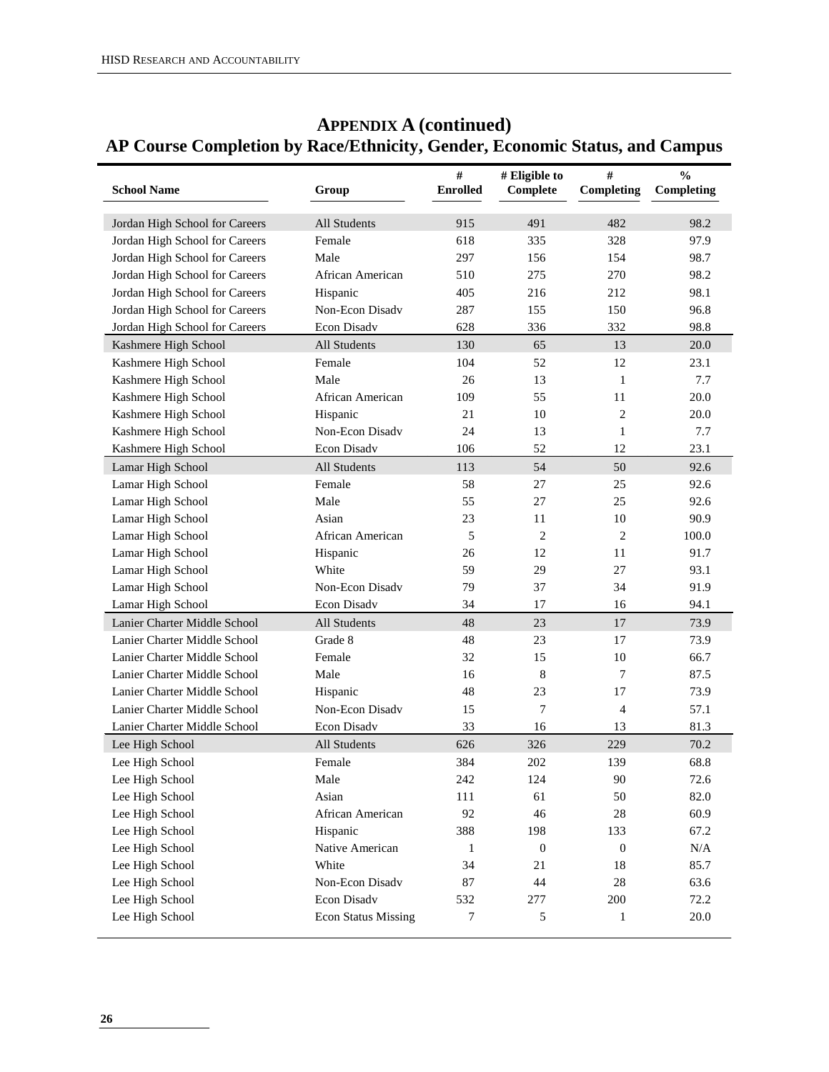## APPENDIX A (continued)

## AP Course Completion by Race/Ethnicity, Gender, Economic Status, and Campus

| School Name | Group | # Enrolled | # Eligible to Complete | # Completing | % Completing |
|---|---|---|---|---|---|
| Jordan High School for Careers | All Students | 915 | 491 | 482 | 98.2 |
| Jordan High School for Careers | Female | 618 | 335 | 328 | 97.9 |
| Jordan High School for Careers | Male | 297 | 156 | 154 | 98.7 |
| Jordan High School for Careers | African American | 510 | 275 | 270 | 98.2 |
| Jordan High School for Careers | Hispanic | 405 | 216 | 212 | 98.1 |
| Jordan High School for Careers | Non-Econ Disadv | 287 | 155 | 150 | 96.8 |
| Jordan High School for Careers | Econ Disadv | 628 | 336 | 332 | 98.8 |
| Kashmere High School | All Students | 130 | 65 | 13 | 20.0 |
| Kashmere High School | Female | 104 | 52 | 12 | 23.1 |
| Kashmere High School | Male | 26 | 13 | 1 | 7.7 |
| Kashmere High School | African American | 109 | 55 | 11 | 20.0 |
| Kashmere High School | Hispanic | 21 | 10 | 2 | 20.0 |
| Kashmere High School | Non-Econ Disadv | 24 | 13 | 1 | 7.7 |
| Kashmere High School | Econ Disadv | 106 | 52 | 12 | 23.1 |
| Lamar High School | All Students | 113 | 54 | 50 | 92.6 |
| Lamar High School | Female | 58 | 27 | 25 | 92.6 |
| Lamar High School | Male | 55 | 27 | 25 | 92.6 |
| Lamar High School | Asian | 23 | 11 | 10 | 90.9 |
| Lamar High School | African American | 5 | 2 | 2 | 100.0 |
| Lamar High School | Hispanic | 26 | 12 | 11 | 91.7 |
| Lamar High School | White | 59 | 29 | 27 | 93.1 |
| Lamar High School | Non-Econ Disadv | 79 | 37 | 34 | 91.9 |
| Lamar High School | Econ Disadv | 34 | 17 | 16 | 94.1 |
| Lanier Charter Middle School | All Students | 48 | 23 | 17 | 73.9 |
| Lanier Charter Middle School | Grade 8 | 48 | 23 | 17 | 73.9 |
| Lanier Charter Middle School | Female | 32 | 15 | 10 | 66.7 |
| Lanier Charter Middle School | Male | 16 | 8 | 7 | 87.5 |
| Lanier Charter Middle School | Hispanic | 48 | 23 | 17 | 73.9 |
| Lanier Charter Middle School | Non-Econ Disadv | 15 | 7 | 4 | 57.1 |
| Lanier Charter Middle School | Econ Disadv | 33 | 16 | 13 | 81.3 |
| Lee High School | All Students | 626 | 326 | 229 | 70.2 |
| Lee High School | Female | 384 | 202 | 139 | 68.8 |
| Lee High School | Male | 242 | 124 | 90 | 72.6 |
| Lee High School | Asian | 111 | 61 | 50 | 82.0 |
| Lee High School | African American | 92 | 46 | 28 | 60.9 |
| Lee High School | Hispanic | 388 | 198 | 133 | 67.2 |
| Lee High School | Native American | 1 | 0 | 0 | N/A |
| Lee High School | White | 34 | 21 | 18 | 85.7 |
| Lee High School | Non-Econ Disadv | 87 | 44 | 28 | 63.6 |
| Lee High School | Econ Disadv | 532 | 277 | 200 | 72.2 |
| Lee High School | Econ Status Missing | 7 | 5 | 1 | 20.0 |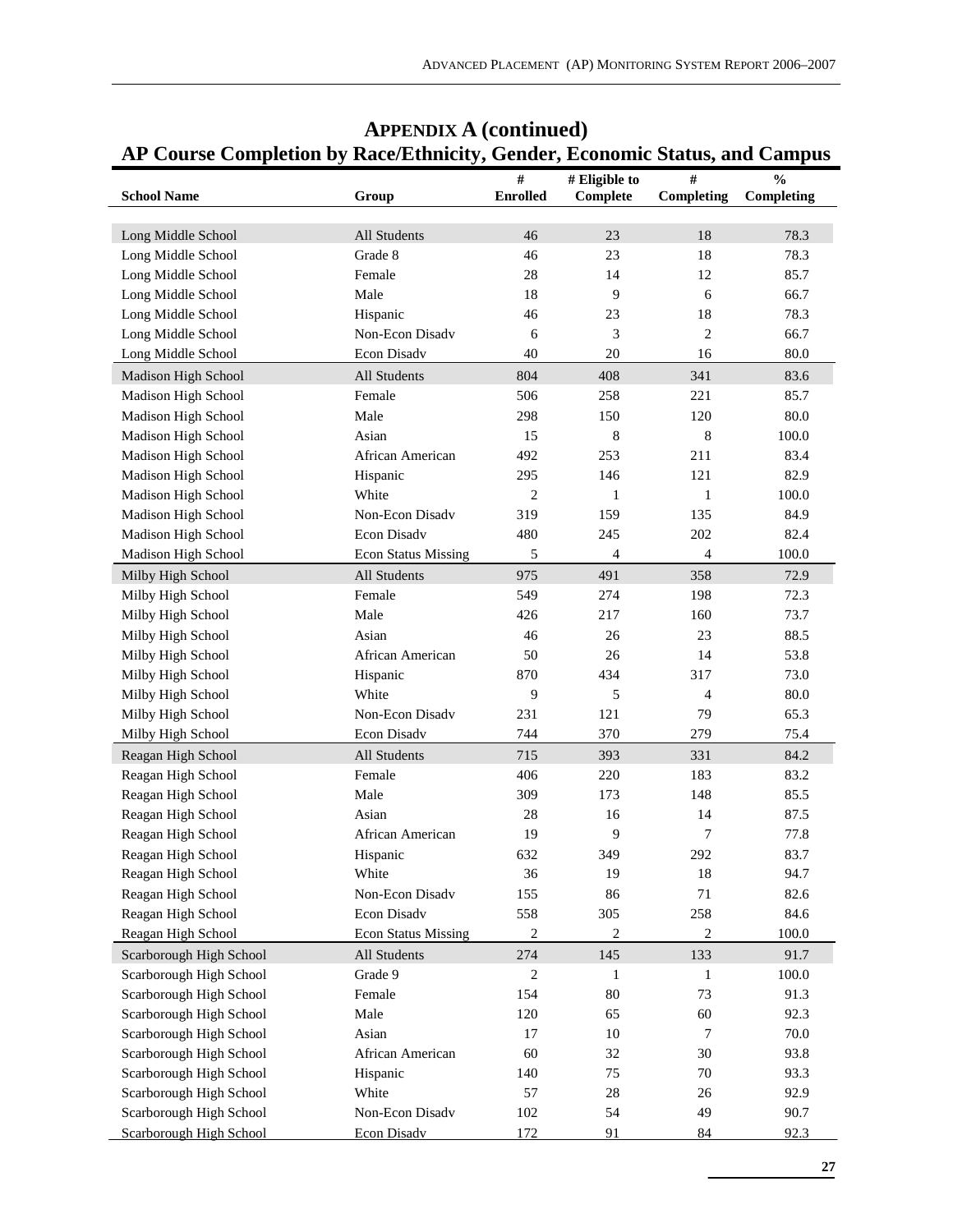## APPENDIX A (continued)

## AP Course Completion by Race/Ethnicity, Gender, Economic Status, and Campus

| School Name | Group | # Enrolled | # Eligible to Complete | # Completing | % Completing |
|---|---|---|---|---|---|
| Long Middle School | All Students | 46 | 23 | 18 | 78.3 |
| Long Middle School | Grade 8 | 46 | 23 | 18 | 78.3 |
| Long Middle School | Female | 28 | 14 | 12 | 85.7 |
| Long Middle School | Male | 18 | 9 | 6 | 66.7 |
| Long Middle School | Hispanic | 46 | 23 | 18 | 78.3 |
| Long Middle School | Non-Econ Disadv | 6 | 3 | 2 | 66.7 |
| Long Middle School | Econ Disadv | 40 | 20 | 16 | 80.0 |
| Madison High School | All Students | 804 | 408 | 341 | 83.6 |
| Madison High School | Female | 506 | 258 | 221 | 85.7 |
| Madison High School | Male | 298 | 150 | 120 | 80.0 |
| Madison High School | Asian | 15 | 8 | 8 | 100.0 |
| Madison High School | African American | 492 | 253 | 211 | 83.4 |
| Madison High School | Hispanic | 295 | 146 | 121 | 82.9 |
| Madison High School | White | 2 | 1 | 1 | 100.0 |
| Madison High School | Non-Econ Disadv | 319 | 159 | 135 | 84.9 |
| Madison High School | Econ Disadv | 480 | 245 | 202 | 82.4 |
| Madison High School | Econ Status Missing | 5 | 4 | 4 | 100.0 |
| Milby High School | All Students | 975 | 491 | 358 | 72.9 |
| Milby High School | Female | 549 | 274 | 198 | 72.3 |
| Milby High School | Male | 426 | 217 | 160 | 73.7 |
| Milby High School | Asian | 46 | 26 | 23 | 88.5 |
| Milby High School | African American | 50 | 26 | 14 | 53.8 |
| Milby High School | Hispanic | 870 | 434 | 317 | 73.0 |
| Milby High School | White | 9 | 5 | 4 | 80.0 |
| Milby High School | Non-Econ Disadv | 231 | 121 | 79 | 65.3 |
| Milby High School | Econ Disadv | 744 | 370 | 279 | 75.4 |
| Reagan High School | All Students | 715 | 393 | 331 | 84.2 |
| Reagan High School | Female | 406 | 220 | 183 | 83.2 |
| Reagan High School | Male | 309 | 173 | 148 | 85.5 |
| Reagan High School | Asian | 28 | 16 | 14 | 87.5 |
| Reagan High School | African American | 19 | 9 | 7 | 77.8 |
| Reagan High School | Hispanic | 632 | 349 | 292 | 83.7 |
| Reagan High School | White | 36 | 19 | 18 | 94.7 |
| Reagan High School | Non-Econ Disadv | 155 | 86 | 71 | 82.6 |
| Reagan High School | Econ Disadv | 558 | 305 | 258 | 84.6 |
| Reagan High School | Econ Status Missing | 2 | 2 | 2 | 100.0 |
| Scarborough High School | All Students | 274 | 145 | 133 | 91.7 |
| Scarborough High School | Grade 9 | 2 | 1 | 1 | 100.0 |
| Scarborough High School | Female | 154 | 80 | 73 | 91.3 |
| Scarborough High School | Male | 120 | 65 | 60 | 92.3 |
| Scarborough High School | Asian | 17 | 10 | 7 | 70.0 |
| Scarborough High School | African American | 60 | 32 | 30 | 93.8 |
| Scarborough High School | Hispanic | 140 | 75 | 70 | 93.3 |
| Scarborough High School | White | 57 | 28 | 26 | 92.9 |
| Scarborough High School | Non-Econ Disadv | 102 | 54 | 49 | 90.7 |
| Scarborough High School | Econ Disadv | 172 | 91 | 84 | 92.3 |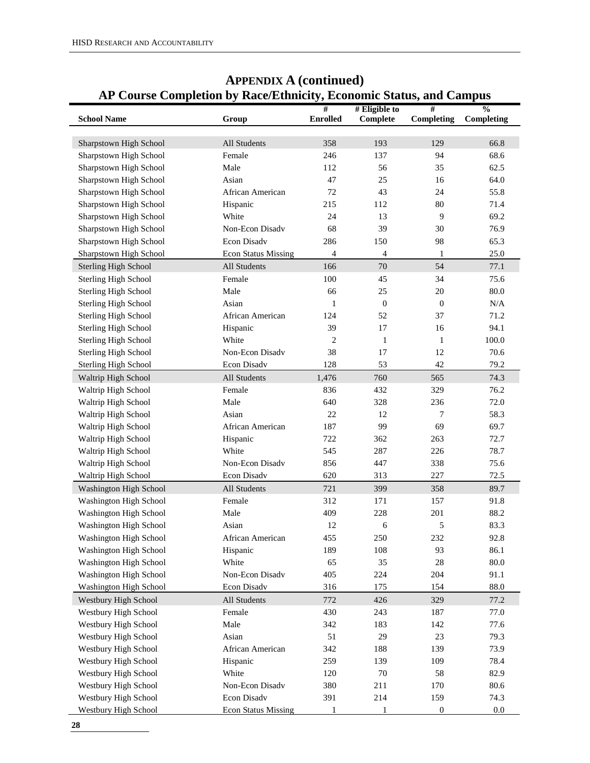## APPENDIX A (continued)

## AP Course Completion by Race/Ethnicity, Economic Status, and Campus

| School Name | Group | # Enrolled | # Eligible to Complete | # Completing | % Completing |
|---|---|---|---|---|---|
| Sharpstown High School | All Students | 358 | 193 | 129 | 66.8 |
| Sharpstown High School | Female | 246 | 137 | 94 | 68.6 |
| Sharpstown High School | Male | 112 | 56 | 35 | 62.5 |
| Sharpstown High School | Asian | 47 | 25 | 16 | 64.0 |
| Sharpstown High School | African American | 72 | 43 | 24 | 55.8 |
| Sharpstown High School | Hispanic | 215 | 112 | 80 | 71.4 |
| Sharpstown High School | White | 24 | 13 | 9 | 69.2 |
| Sharpstown High School | Non-Econ Disadv | 68 | 39 | 30 | 76.9 |
| Sharpstown High School | Econ Disadv | 286 | 150 | 98 | 65.3 |
| Sharpstown High School | Econ Status Missing | 4 | 4 | 1 | 25.0 |
| Sterling High School | All Students | 166 | 70 | 54 | 77.1 |
| Sterling High School | Female | 100 | 45 | 34 | 75.6 |
| Sterling High School | Male | 66 | 25 | 20 | 80.0 |
| Sterling High School | Asian | 1 | 0 | 0 | N/A |
| Sterling High School | African American | 124 | 52 | 37 | 71.2 |
| Sterling High School | Hispanic | 39 | 17 | 16 | 94.1 |
| Sterling High School | White | 2 | 1 | 1 | 100.0 |
| Sterling High School | Non-Econ Disadv | 38 | 17 | 12 | 70.6 |
| Sterling High School | Econ Disadv | 128 | 53 | 42 | 79.2 |
| Waltrip High School | All Students | 1,476 | 760 | 565 | 74.3 |
| Waltrip High School | Female | 836 | 432 | 329 | 76.2 |
| Waltrip High School | Male | 640 | 328 | 236 | 72.0 |
| Waltrip High School | Asian | 22 | 12 | 7 | 58.3 |
| Waltrip High School | African American | 187 | 99 | 69 | 69.7 |
| Waltrip High School | Hispanic | 722 | 362 | 263 | 72.7 |
| Waltrip High School | White | 545 | 287 | 226 | 78.7 |
| Waltrip High School | Non-Econ Disadv | 856 | 447 | 338 | 75.6 |
| Waltrip High School | Econ Disadv | 620 | 313 | 227 | 72.5 |
| Washington High School | All Students | 721 | 399 | 358 | 89.7 |
| Washington High School | Female | 312 | 171 | 157 | 91.8 |
| Washington High School | Male | 409 | 228 | 201 | 88.2 |
| Washington High School | Asian | 12 | 6 | 5 | 83.3 |
| Washington High School | African American | 455 | 250 | 232 | 92.8 |
| Washington High School | Hispanic | 189 | 108 | 93 | 86.1 |
| Washington High School | White | 65 | 35 | 28 | 80.0 |
| Washington High School | Non-Econ Disadv | 405 | 224 | 204 | 91.1 |
| Washington High School | Econ Disadv | 316 | 175 | 154 | 88.0 |
| Westbury High School | All Students | 772 | 426 | 329 | 77.2 |
| Westbury High School | Female | 430 | 243 | 187 | 77.0 |
| Westbury High School | Male | 342 | 183 | 142 | 77.6 |
| Westbury High School | Asian | 51 | 29 | 23 | 79.3 |
| Westbury High School | African American | 342 | 188 | 139 | 73.9 |
| Westbury High School | Hispanic | 259 | 139 | 109 | 78.4 |
| Westbury High School | White | 120 | 70 | 58 | 82.9 |
| Westbury High School | Non-Econ Disadv | 380 | 211 | 170 | 80.6 |
| Westbury High School | Econ Disadv | 391 | 214 | 159 | 74.3 |
| Westbury High School | Econ Status Missing | 1 | 1 | 0 | 0.0 |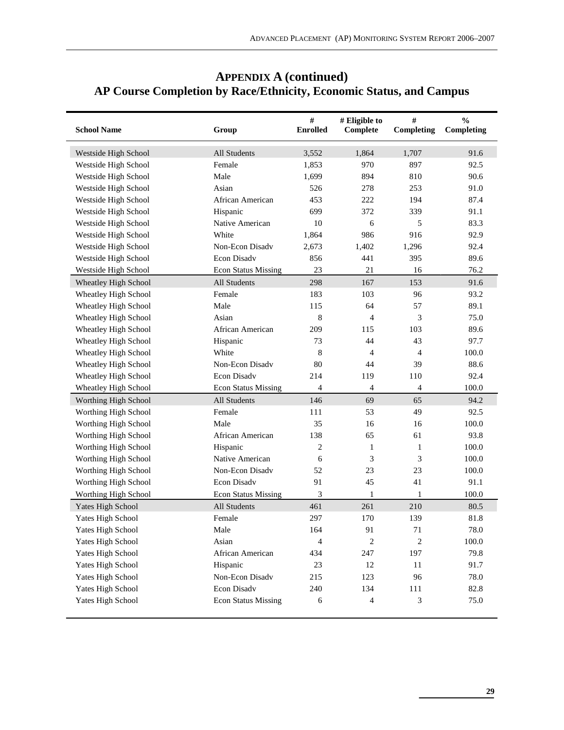## APPENDIX A (continued)
## AP Course Completion by Race/Ethnicity, Economic Status, and Campus

| School Name | Group | # Enrolled | # Eligible to Complete | # Completing | % Completing |
|---|---|---|---|---|---|
| Westside High School | All Students | 3,552 | 1,864 | 1,707 | 91.6 |
| Westside High School | Female | 1,853 | 970 | 897 | 92.5 |
| Westside High School | Male | 1,699 | 894 | 810 | 90.6 |
| Westside High School | Asian | 526 | 278 | 253 | 91.0 |
| Westside High School | African American | 453 | 222 | 194 | 87.4 |
| Westside High School | Hispanic | 699 | 372 | 339 | 91.1 |
| Westside High School | Native American | 10 | 6 | 5 | 83.3 |
| Westside High School | White | 1,864 | 986 | 916 | 92.9 |
| Westside High School | Non-Econ Disadv | 2,673 | 1,402 | 1,296 | 92.4 |
| Westside High School | Econ Disadv | 856 | 441 | 395 | 89.6 |
| Westside High School | Econ Status Missing | 23 | 21 | 16 | 76.2 |
| Wheatley High School | All Students | 298 | 167 | 153 | 91.6 |
| Wheatley High School | Female | 183 | 103 | 96 | 93.2 |
| Wheatley High School | Male | 115 | 64 | 57 | 89.1 |
| Wheatley High School | Asian | 8 | 4 | 3 | 75.0 |
| Wheatley High School | African American | 209 | 115 | 103 | 89.6 |
| Wheatley High School | Hispanic | 73 | 44 | 43 | 97.7 |
| Wheatley High School | White | 8 | 4 | 4 | 100.0 |
| Wheatley High School | Non-Econ Disadv | 80 | 44 | 39 | 88.6 |
| Wheatley High School | Econ Disadv | 214 | 119 | 110 | 92.4 |
| Wheatley High School | Econ Status Missing | 4 | 4 | 4 | 100.0 |
| Worthing High School | All Students | 146 | 69 | 65 | 94.2 |
| Worthing High School | Female | 111 | 53 | 49 | 92.5 |
| Worthing High School | Male | 35 | 16 | 16 | 100.0 |
| Worthing High School | African American | 138 | 65 | 61 | 93.8 |
| Worthing High School | Hispanic | 2 | 1 | 1 | 100.0 |
| Worthing High School | Native American | 6 | 3 | 3 | 100.0 |
| Worthing High School | Non-Econ Disadv | 52 | 23 | 23 | 100.0 |
| Worthing High School | Econ Disadv | 91 | 45 | 41 | 91.1 |
| Worthing High School | Econ Status Missing | 3 | 1 | 1 | 100.0 |
| Yates High School | All Students | 461 | 261 | 210 | 80.5 |
| Yates High School | Female | 297 | 170 | 139 | 81.8 |
| Yates High School | Male | 164 | 91 | 71 | 78.0 |
| Yates High School | Asian | 4 | 2 | 2 | 100.0 |
| Yates High School | African American | 434 | 247 | 197 | 79.8 |
| Yates High School | Hispanic | 23 | 12 | 11 | 91.7 |
| Yates High School | Non-Econ Disadv | 215 | 123 | 96 | 78.0 |
| Yates High School | Econ Disadv | 240 | 134 | 111 | 82.8 |
| Yates High School | Econ Status Missing | 6 | 4 | 3 | 75.0 |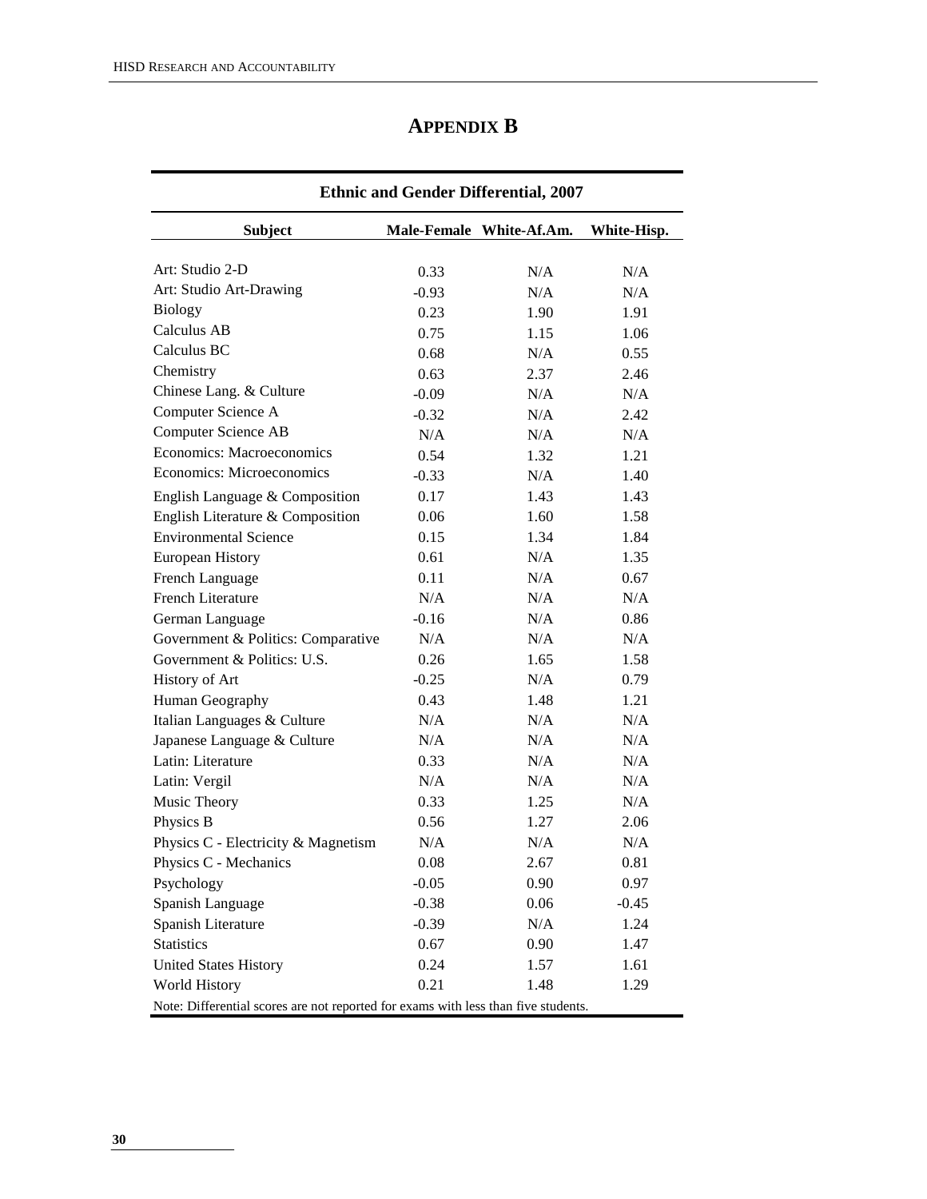# APPENDIX B

**Ethnic and Gender Differential, 2007**

| Subject | Male-Female | White-Af.Am. | White-Hisp. |
|---|---|---|---|
| Art: Studio 2-D | 0.33 | N/A | N/A |
| Art: Studio Art-Drawing | -0.93 | N/A | N/A |
| Biology | 0.23 | 1.90 | 1.91 |
| Calculus AB | 0.75 | 1.15 | 1.06 |
| Calculus BC | 0.68 | N/A | 0.55 |
| Chemistry | 0.63 | 2.37 | 2.46 |
| Chinese Lang. & Culture | -0.09 | N/A | N/A |
| Computer Science A | -0.32 | N/A | 2.42 |
| Computer Science AB | N/A | N/A | N/A |
| Economics: Macroeconomics | 0.54 | 1.32 | 1.21 |
| Economics: Microeconomics | -0.33 | N/A | 1.40 |
| English Language & Composition | 0.17 | 1.43 | 1.43 |
| English Literature & Composition | 0.06 | 1.60 | 1.58 |
| Environmental Science | 0.15 | 1.34 | 1.84 |
| European History | 0.61 | N/A | 1.35 |
| French Language | 0.11 | N/A | 0.67 |
| French Literature | N/A | N/A | N/A |
| German Language | -0.16 | N/A | 0.86 |
| Government & Politics: Comparative | N/A | N/A | N/A |
| Government & Politics: U.S. | 0.26 | 1.65 | 1.58 |
| History of Art | -0.25 | N/A | 0.79 |
| Human Geography | 0.43 | 1.48 | 1.21 |
| Italian Languages & Culture | N/A | N/A | N/A |
| Japanese Language & Culture | N/A | N/A | N/A |
| Latin: Literature | 0.33 | N/A | N/A |
| Latin: Vergil | N/A | N/A | N/A |
| Music Theory | 0.33 | 1.25 | N/A |
| Physics B | 0.56 | 1.27 | 2.06 |
| Physics C - Electricity & Magnetism | N/A | N/A | N/A |
| Physics C - Mechanics | 0.08 | 2.67 | 0.81 |
| Psychology | -0.05 | 0.90 | 0.97 |
| Spanish Language | -0.38 | 0.06 | -0.45 |
| Spanish Literature | -0.39 | N/A | 1.24 |
| Statistics | 0.67 | 0.90 | 1.47 |
| United States History | 0.24 | 1.57 | 1.61 |
| World History | 0.21 | 1.48 | 1.29 |

Note: Differential scores are not reported for exams with less than five students.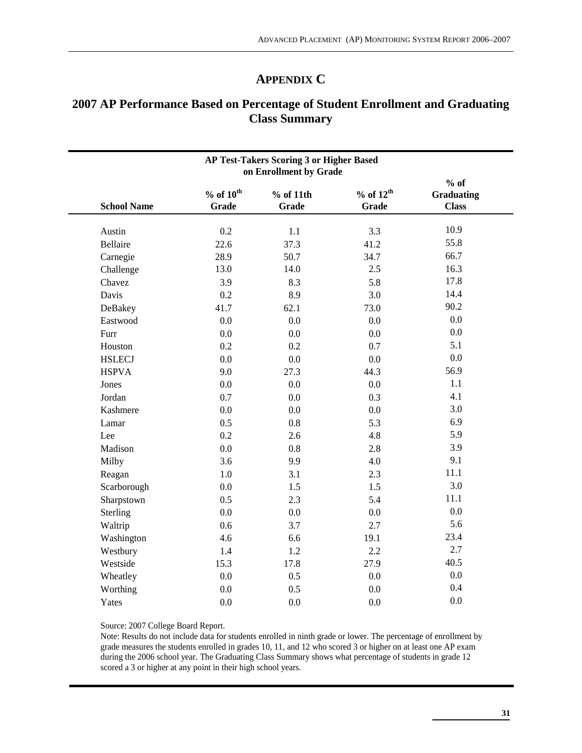# Appendix C

## 2007 AP Performance Based on Percentage of Student Enrollment and Graduating Class Summary

| School Name | AP Test-Takers Scoring 3 or Higher Based on Enrollment by Grade | | | |
|---|---|---|---|---|
| | % of 10th Grade | % of 11th Grade | % of 12th Grade | % of Graduating Class |
| Austin | 0.2 | 1.1 | 3.3 | 10.9 |
| Bellaire | 22.6 | 37.3 | 41.2 | 55.8 |
| Carnegie | 28.9 | 50.7 | 34.7 | 66.7 |
| Challenge | 13.0 | 14.0 | 2.5 | 16.3 |
| Chavez | 3.9 | 8.3 | 5.8 | 17.8 |
| Davis | 0.2 | 8.9 | 3.0 | 14.4 |
| DeBakey | 41.7 | 62.1 | 73.0 | 90.2 |
| Eastwood | 0.0 | 0.0 | 0.0 | 0.0 |
| Furr | 0.0 | 0.0 | 0.0 | 0.0 |
| Houston | 0.2 | 0.2 | 0.7 | 5.1 |
| HSLECJ | 0.0 | 0.0 | 0.0 | 0.0 |
| HSPVA | 9.0 | 27.3 | 44.3 | 56.9 |
| Jones | 0.0 | 0.0 | 0.0 | 1.1 |
| Jordan | 0.7 | 0.0 | 0.3 | 4.1 |
| Kashmere | 0.0 | 0.0 | 0.0 | 3.0 |
| Lamar | 0.5 | 0.8 | 5.3 | 6.9 |
| Lee | 0.2 | 2.6 | 4.8 | 5.9 |
| Madison | 0.0 | 0.8 | 2.8 | 3.9 |
| Milby | 3.6 | 9.9 | 4.0 | 9.1 |
| Reagan | 1.0 | 3.1 | 2.3 | 11.1 |
| Scarborough | 0.0 | 1.5 | 1.5 | 3.0 |
| Sharpstown | 0.5 | 2.3 | 5.4 | 11.1 |
| Sterling | 0.0 | 0.0 | 0.0 | 0.0 |
| Waltrip | 0.6 | 3.7 | 2.7 | 5.6 |
| Washington | 4.6 | 6.6 | 19.1 | 23.4 |
| Westbury | 1.4 | 1.2 | 2.2 | 2.7 |
| Westside | 15.3 | 17.8 | 27.9 | 40.5 |
| Wheatley | 0.0 | 0.5 | 0.0 | 0.0 |
| Worthing | 0.0 | 0.5 | 0.0 | 0.4 |
| Yates | 0.0 | 0.0 | 0.0 | 0.0 |

Source: 2007 College Board Report.

Note: Results do not include data for students enrolled in ninth grade or lower. The percentage of enrollment by grade measures the students enrolled in grades 10, 11, and 12 who scored 3 or higher on at least one AP exam during the 2006 school year. The Graduating Class Summary shows what percentage of students in grade 12 scored a 3 or higher at any point in their high school years.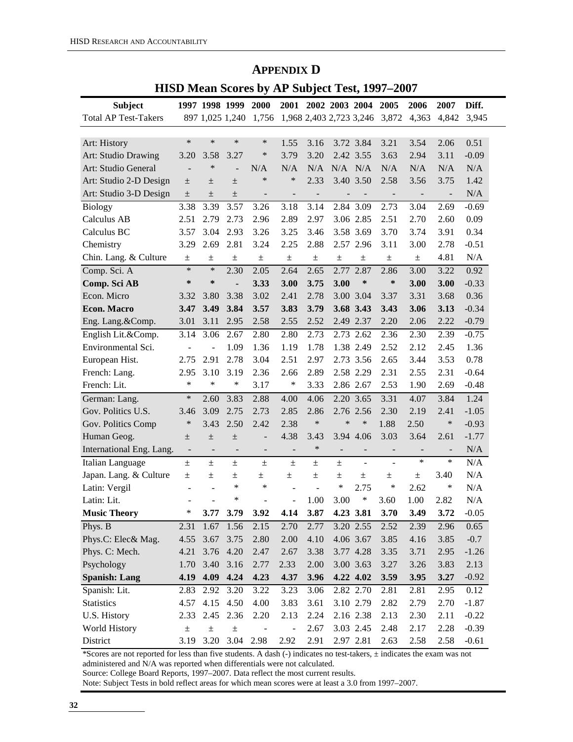## APPENDIX D

### HISD Mean Scores by AP Subject Test, 1997–2007

| Subject | 1997 | 1998 | 1999 | 2000 | 2001 | 2002 | 2003 | 2004 | 2005 | 2006 | 2007 | Diff. |
|---|---|---|---|---|---|---|---|---|---|---|---|---|
| Total AP Test-Takers | 897 | 1,025 | 1,240 | 1,756 | 1,968 | 2,403 | 2,723 | 3,246 | 3,872 | 4,363 | 4,842 | 3,945 |
| Art: History | * | * | * | * | 1.55 | 3.16 | 3.72 | 3.84 | 3.21 | 3.54 | 2.06 | 0.51 |
| Art: Studio Drawing | 3.20 | 3.58 | 3.27 | * | 3.79 | 3.20 | 2.42 | 3.55 | 3.63 | 2.94 | 3.11 | -0.09 |
| Art: Studio General | - | * | - | N/A | N/A | N/A | N/A | N/A | N/A | N/A | N/A | N/A |
| Art: Studio 2-D Design | ± | ± | ± | * | * | 2.33 | 3.40 | 3.50 | 2.58 | 3.56 | 3.75 | 1.42 |
| Art: Studio 3-D Design | ± | ± | ± | - | - | - | - | - | - | - | - | N/A |
| Biology | 3.38 | 3.39 | 3.57 | 3.26 | 3.18 | 3.14 | 2.84 | 3.09 | 2.73 | 3.04 | 2.69 | -0.69 |
| Calculus AB | 2.51 | 2.79 | 2.73 | 2.96 | 2.89 | 2.97 | 3.06 | 2.85 | 2.51 | 2.70 | 2.60 | 0.09 |
| Calculus BC | 3.57 | 3.04 | 2.93 | 3.26 | 3.25 | 3.46 | 3.58 | 3.69 | 3.70 | 3.74 | 3.91 | 0.34 |
| Chemistry | 3.29 | 2.69 | 2.81 | 3.24 | 2.25 | 2.88 | 2.57 | 2.96 | 3.11 | 3.00 | 2.78 | -0.51 |
| Chin. Lang. & Culture | ± | ± | ± | ± | ± | ± | ± | ± | ± | ± | 4.81 | N/A |
| Comp. Sci. A | * | * | 2.30 | 2.05 | 2.64 | 2.65 | 2.77 | 2.87 | 2.86 | 3.00 | 3.22 | 0.92 |
| **Comp. Sci AB** | * | * | - | **3.33** | **3.00** | **3.75** | **3.00** | * | * | **3.00** | **3.00** | -0.33 |
| Econ. Micro | 3.32 | 3.80 | 3.38 | 3.02 | 2.41 | 2.78 | 3.00 | 3.04 | 3.37 | 3.31 | 3.68 | 0.36 |
| **Econ. Macro** | **3.47** | **3.49** | **3.84** | **3.57** | **3.83** | **3.79** | **3.68** | **3.43** | **3.43** | **3.06** | **3.13** | -0.34 |
| Eng. Lang.&Comp. | 3.01 | 3.11 | 2.95 | 2.58 | 2.55 | 2.52 | 2.49 | 2.37 | 2.20 | 2.06 | 2.22 | -0.79 |
| English Lit.&Comp. | 3.14 | 3.06 | 2.67 | 2.80 | 2.80 | 2.73 | 2.73 | 2.62 | 2.36 | 2.30 | 2.39 | -0.75 |
| Environmental Sci. | - | - | 1.09 | 1.36 | 1.19 | 1.78 | 1.38 | 2.49 | 2.52 | 2.12 | 2.45 | 1.36 |
| European Hist. | 2.75 | 2.91 | 2.78 | 3.04 | 2.51 | 2.97 | 2.73 | 3.56 | 2.65 | 3.44 | 3.53 | 0.78 |
| French: Lang. | 2.95 | 3.10 | 3.19 | 2.36 | 2.66 | 2.89 | 2.58 | 2.29 | 2.31 | 2.55 | 2.31 | -0.64 |
| French: Lit. | * | * | * | 3.17 | * | 3.33 | 2.86 | 2.67 | 2.53 | 1.90 | 2.69 | -0.48 |
| German: Lang. | * | 2.60 | 3.83 | 2.88 | 4.00 | 4.06 | 2.20 | 3.65 | 3.31 | 4.07 | 3.84 | 1.24 |
| Gov. Politics U.S. | 3.46 | 3.09 | 2.75 | 2.73 | 2.85 | 2.86 | 2.76 | 2.56 | 2.30 | 2.19 | 2.41 | -1.05 |
| Gov. Politics Comp | * | 3.43 | 2.50 | 2.42 | 2.38 | * | * | * | 1.88 | 2.50 | * | -0.93 |
| Human Geog. | ± | ± | ± | - | 4.38 | 3.43 | 3.94 | 4.06 | 3.03 | 3.64 | 2.61 | -1.77 |
| International Eng. Lang. | - | - | - | - | - | * | - | - | - | - | - | N/A |
| Italian Language | ± | ± | ± | ± | ± | ± | ± | - | - | * | * | N/A |
| Japan. Lang. & Culture | ± | ± | ± | ± | ± | ± | ± | ± | ± | ± | 3.40 | N/A |
| Latin: Vergil | - | - | * | * | - | - | * | 2.75 | * | 2.62 | * | N/A |
| Latin: Lit. | - | - | * | - | - | 1.00 | 3.00 | * | 3.60 | 1.00 | 2.82 | N/A |
| **Music Theory** | * | **3.77** | **3.79** | **3.92** | **4.14** | **3.87** | **4.23** | **3.81** | **3.70** | **3.49** | **3.72** | -0.05 |
| Phys. B | 2.31 | 1.67 | 1.56 | 2.15 | 2.70 | 2.77 | 3.20 | 2.55 | 2.52 | 2.39 | 2.96 | 0.65 |
| Phys.C: Elec& Mag. | 4.55 | 3.67 | 3.75 | 2.80 | 2.00 | 4.10 | 4.06 | 3.67 | 3.85 | 4.16 | 3.85 | -0.7 |
| Phys. C: Mech. | 4.21 | 3.76 | 4.20 | 2.47 | 2.67 | 3.38 | 3.77 | 4.28 | 3.35 | 3.71 | 2.95 | -1.26 |
| Psychology | 1.70 | 3.40 | 3.16 | 2.77 | 2.33 | 2.00 | 3.00 | 3.63 | 3.27 | 3.26 | 3.83 | 2.13 |
| **Spanish: Lang** | **4.19** | **4.09** | **4.24** | **4.23** | **4.37** | **3.96** | **4.22** | **4.02** | **3.59** | **3.95** | **3.27** | -0.92 |
| Spanish: Lit. | 2.83 | 2.92 | 3.20 | 3.22 | 3.23 | 3.06 | 2.82 | 2.70 | 2.81 | 2.81 | 2.95 | 0.12 |
| Statistics | 4.57 | 4.15 | 4.50 | 4.00 | 3.83 | 3.61 | 3.10 | 2.79 | 2.82 | 2.79 | 2.70 | -1.87 |
| U.S. History | 2.33 | 2.45 | 2.36 | 2.20 | 2.13 | 2.24 | 2.16 | 2.38 | 2.13 | 2.30 | 2.11 | -0.22 |
| World History | ± | ± | ± | - | - | 2.67 | 3.03 | 2.45 | 2.48 | 2.17 | 2.28 | -0.39 |
| District | 3.19 | 3.20 | 3.04 | 2.98 | 2.92 | 2.91 | 2.97 | 2.81 | 2.63 | 2.58 | 2.58 | -0.61 |

*Scores are not reported for less than five students. A dash (-) indicates no test-takers, ± indicates the exam was not administered and N/A was reported when differentials were not calculated.

Source: College Board Reports, 1997–2007. Data reflect the most current results.

Note: Subject Tests in bold reflect areas for which mean scores were at least a 3.0 from 1997–2007.